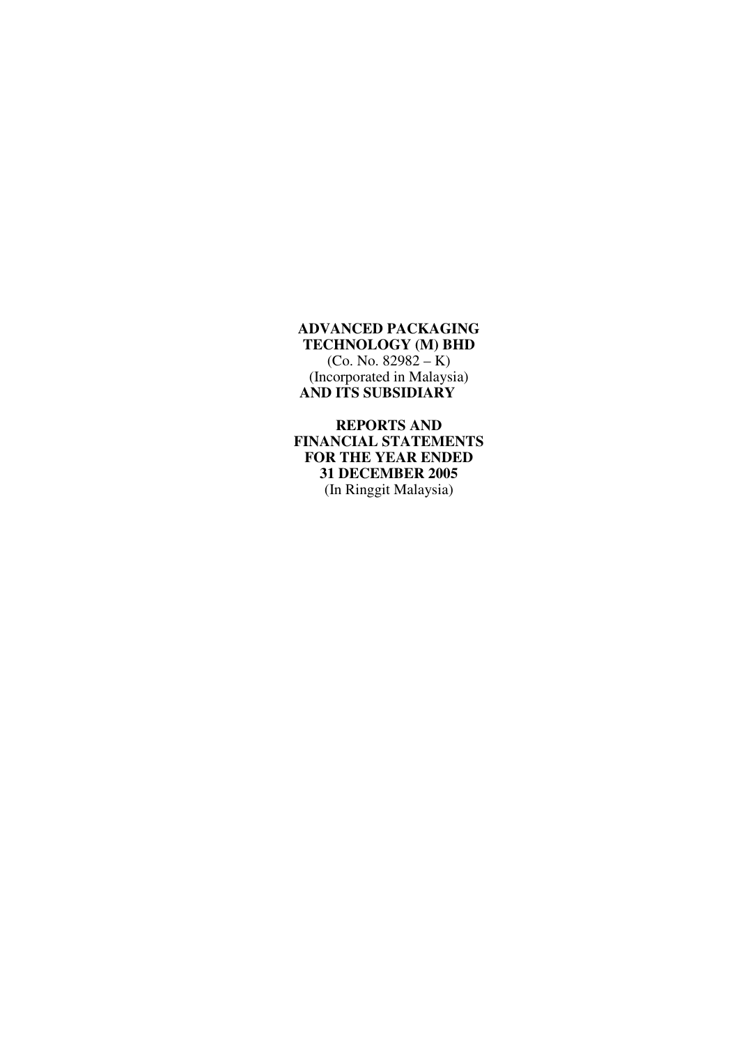**ADVANCED PACKAGING TECHNOLOGY (M) BHD**
(Co. No. 82982 – K)
(Incorporated in Malaysia)
**AND ITS SUBSIDIARY**

**REPORTS AND FINANCIAL STATEMENTS FOR THE YEAR ENDED 31 DECEMBER 2005**
(In Ringgit Malaysia)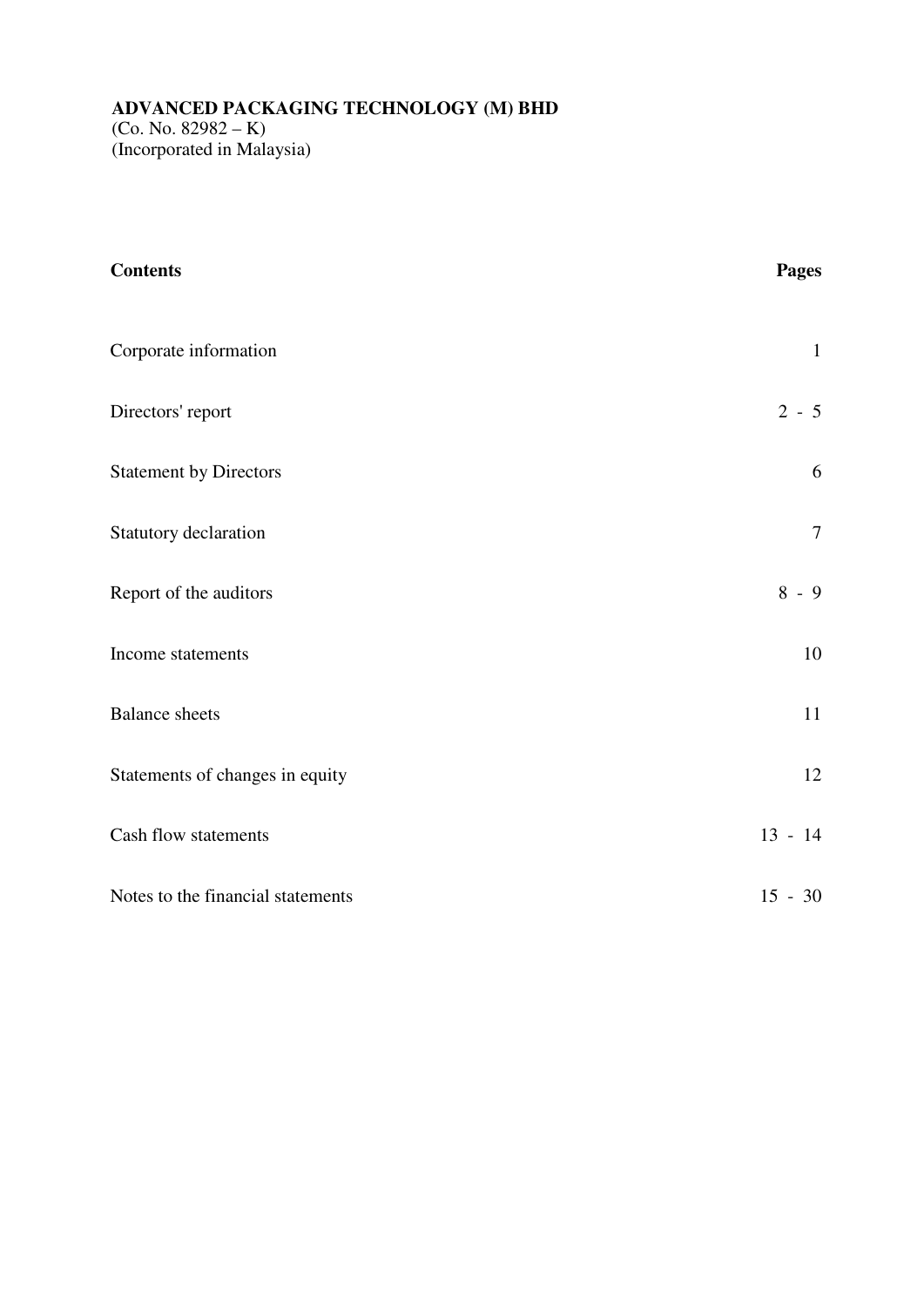**ADVANCED PACKAGING TECHNOLOGY (M) BHD**
(Co. No. 82982 – K)
(Incorporated in Malaysia)

| **Contents** | **Pages** |
|---|---|
| Corporate information | 1 |
| Directors' report | 2 - 5 |
| Statement by Directors | 6 |
| Statutory declaration | 7 |
| Report of the auditors | 8 - 9 |
| Income statements | 10 |
| Balance sheets | 11 |
| Statements of changes in equity | 12 |
| Cash flow statements | 13 - 14 |
| Notes to the financial statements | 15 - 30 |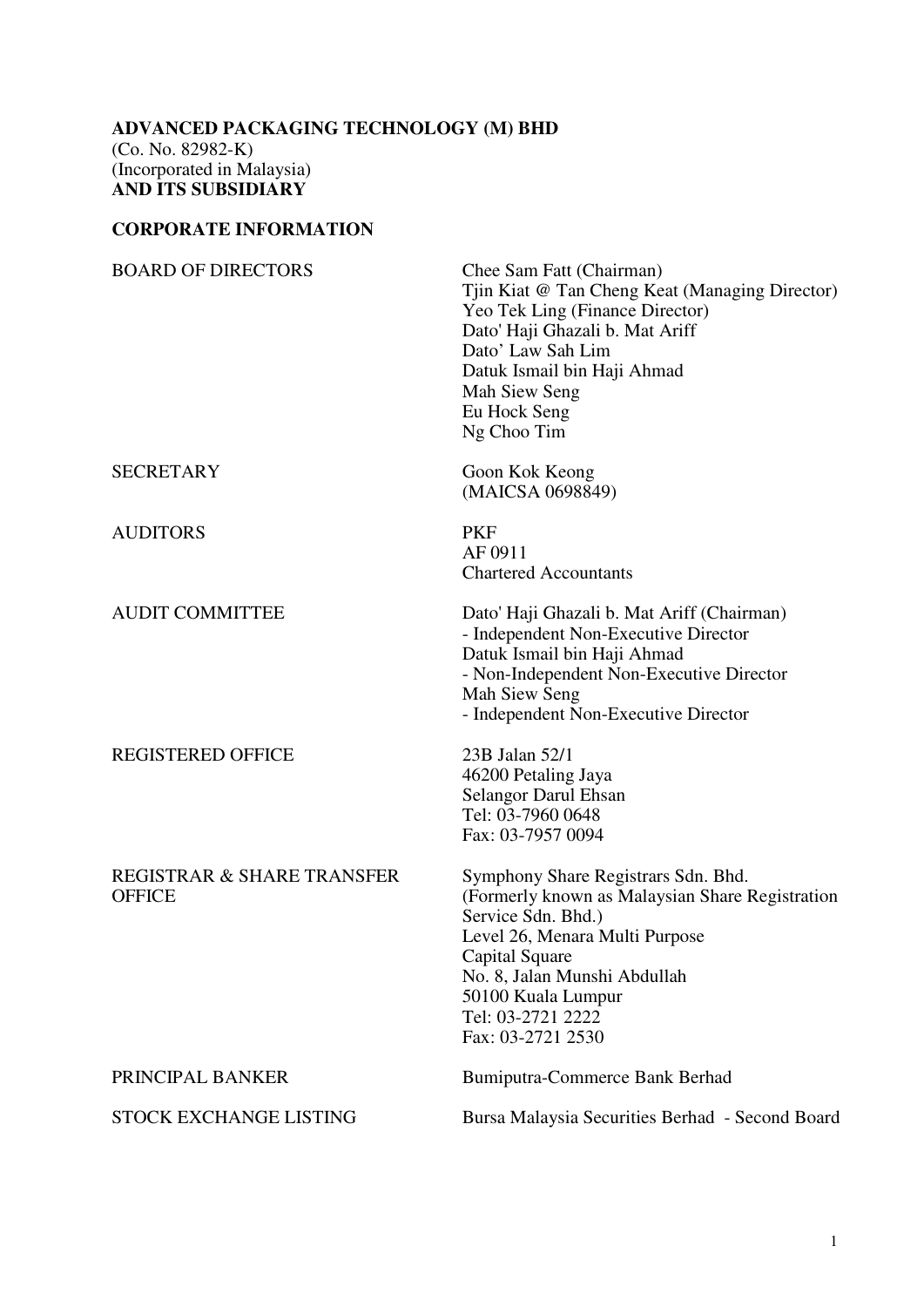**ADVANCED PACKAGING TECHNOLOGY (M) BHD**
(Co. No. 82982-K)
(Incorporated in Malaysia)
**AND ITS SUBSIDIARY**

## CORPORATE INFORMATION

| | |
|---|---|
| BOARD OF DIRECTORS | Chee Sam Fatt (Chairman)<br>Tjin Kiat @ Tan Cheng Keat (Managing Director)<br>Yeo Tek Ling (Finance Director)<br>Dato' Haji Ghazali b. Mat Ariff<br>Dato' Law Sah Lim<br>Datuk Ismail bin Haji Ahmad<br>Mah Siew Seng<br>Eu Hock Seng<br>Ng Choo Tim |
| SECRETARY | Goon Kok Keong<br>(MAICSA 0698849) |
| AUDITORS | PKF<br>AF 0911<br>Chartered Accountants |
| AUDIT COMMITTEE | Dato' Haji Ghazali b. Mat Ariff (Chairman)<br>- Independent Non-Executive Director<br>Datuk Ismail bin Haji Ahmad<br>- Non-Independent Non-Executive Director<br>Mah Siew Seng<br>- Independent Non-Executive Director |
| REGISTERED OFFICE | 23B Jalan 52/1<br>46200 Petaling Jaya<br>Selangor Darul Ehsan<br>Tel: 03-7960 0648<br>Fax: 03-7957 0094 |
| REGISTRAR & SHARE TRANSFER OFFICE | Symphony Share Registrars Sdn. Bhd.<br>(Formerly known as Malaysian Share Registration Service Sdn. Bhd.)<br>Level 26, Menara Multi Purpose<br>Capital Square<br>No. 8, Jalan Munshi Abdullah<br>50100 Kuala Lumpur<br>Tel: 03-2721 2222<br>Fax: 03-2721 2530 |
| PRINCIPAL BANKER | Bumiputra-Commerce Bank Berhad |
| STOCK EXCHANGE LISTING | Bursa Malaysia Securities Berhad - Second Board |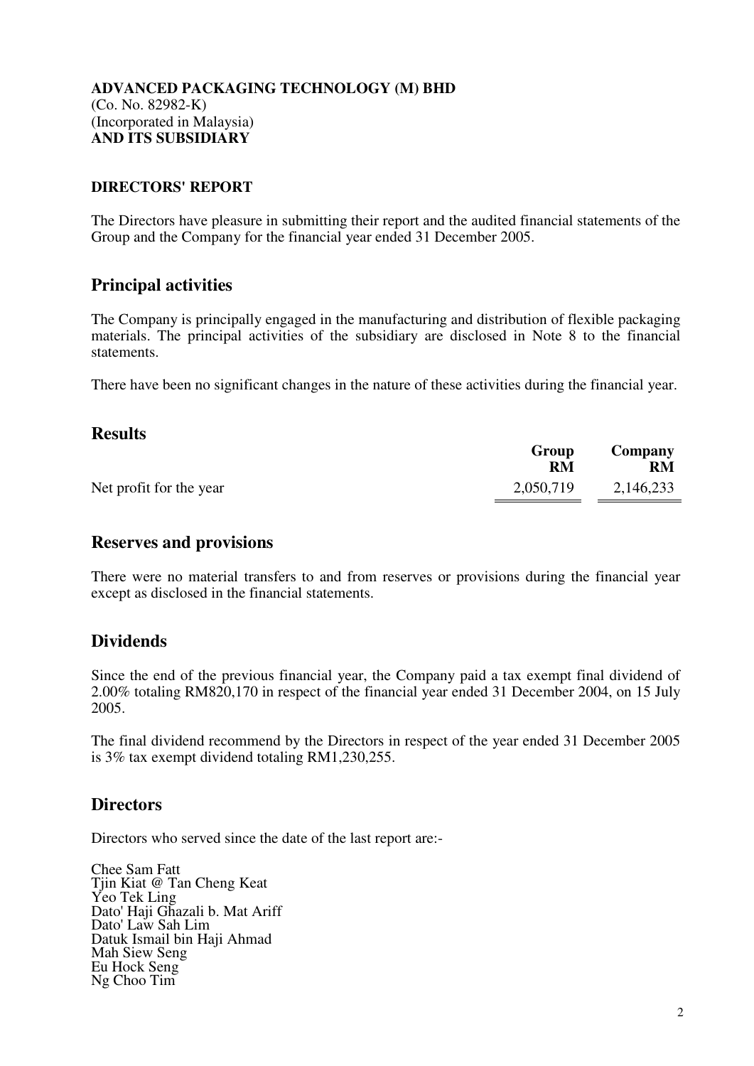**ADVANCED PACKAGING TECHNOLOGY (M) BHD**
(Co. No. 82982-K)
(Incorporated in Malaysia)
**AND ITS SUBSIDIARY**

**DIRECTORS' REPORT**

The Directors have pleasure in submitting their report and the audited financial statements of the Group and the Company for the financial year ended 31 December 2005.

## Principal activities

The Company is principally engaged in the manufacturing and distribution of flexible packaging materials. The principal activities of the subsidiary are disclosed in Note 8 to the financial statements.

There have been no significant changes in the nature of these activities during the financial year.

## Results

| | Group RM | Company RM |
|---|---|---|
| Net profit for the year | 2,050,719 | 2,146,233 |

## Reserves and provisions

There were no material transfers to and from reserves or provisions during the financial year except as disclosed in the financial statements.

## Dividends

Since the end of the previous financial year, the Company paid a tax exempt final dividend of 2.00% totaling RM820,170 in respect of the financial year ended 31 December 2004, on 15 July 2005.

The final dividend recommend by the Directors in respect of the year ended 31 December 2005 is 3% tax exempt dividend totaling RM1,230,255.

## Directors

Directors who served since the date of the last report are:-

Chee Sam Fatt
Tjin Kiat @ Tan Cheng Keat
Yeo Tek Ling
Dato' Haji Ghazali b. Mat Ariff
Dato' Law Sah Lim
Datuk Ismail bin Haji Ahmad
Mah Siew Seng
Eu Hock Seng
Ng Choo Tim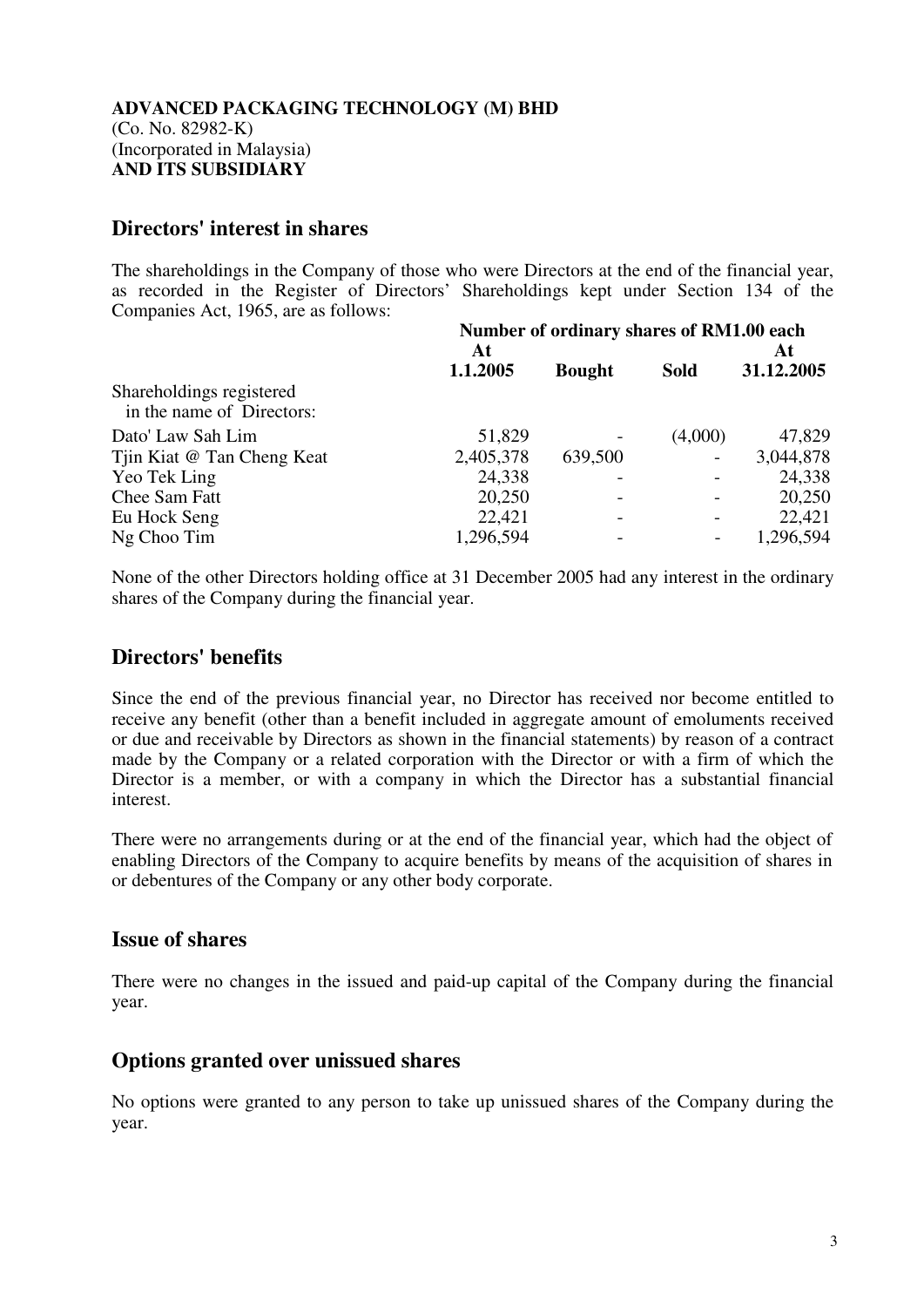**ADVANCED PACKAGING TECHNOLOGY (M) BHD**
(Co. No. 82982-K)
(Incorporated in Malaysia)
**AND ITS SUBSIDIARY**

## Directors' interest in shares

The shareholdings in the Company of those who were Directors at the end of the financial year, as recorded in the Register of Directors' Shareholdings kept under Section 134 of the Companies Act, 1965, are as follows:

| | Number of ordinary shares of RM1.00 each | | | |
|---|---|---|---|---|
| | **At 1.1.2005** | **Bought** | **Sold** | **At 31.12.2005** |
| Shareholdings registered in the name of Directors: | | | | |
| Dato' Law Sah Lim | 51,829 | - | (4,000) | 47,829 |
| Tjin Kiat @ Tan Cheng Keat | 2,405,378 | 639,500 | - | 3,044,878 |
| Yeo Tek Ling | 24,338 | - | - | 24,338 |
| Chee Sam Fatt | 20,250 | - | - | 20,250 |
| Eu Hock Seng | 22,421 | - | - | 22,421 |
| Ng Choo Tim | 1,296,594 | - | - | 1,296,594 |

None of the other Directors holding office at 31 December 2005 had any interest in the ordinary shares of the Company during the financial year.

## Directors' benefits

Since the end of the previous financial year, no Director has received nor become entitled to receive any benefit (other than a benefit included in aggregate amount of emoluments received or due and receivable by Directors as shown in the financial statements) by reason of a contract made by the Company or a related corporation with the Director or with a firm of which the Director is a member, or with a company in which the Director has a substantial financial interest.

There were no arrangements during or at the end of the financial year, which had the object of enabling Directors of the Company to acquire benefits by means of the acquisition of shares in or debentures of the Company or any other body corporate.

## Issue of shares

There were no changes in the issued and paid-up capital of the Company during the financial year.

## Options granted over unissued shares

No options were granted to any person to take up unissued shares of the Company during the year.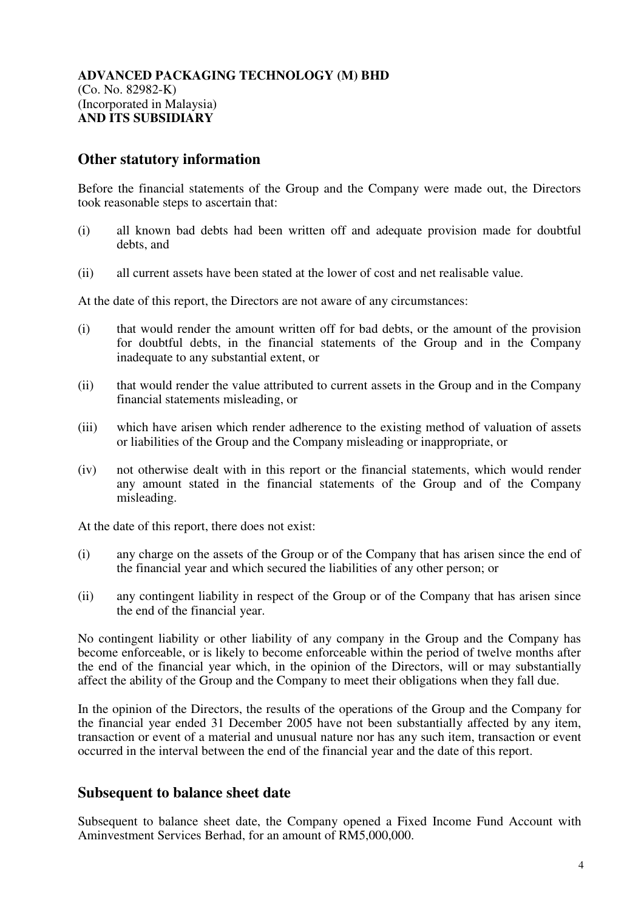**ADVANCED PACKAGING TECHNOLOGY (M) BHD**
(Co. No. 82982-K)
(Incorporated in Malaysia)
**AND ITS SUBSIDIARY**

## Other statutory information

Before the financial statements of the Group and the Company were made out, the Directors took reasonable steps to ascertain that:

(i) all known bad debts had been written off and adequate provision made for doubtful debts, and

(ii) all current assets have been stated at the lower of cost and net realisable value.

At the date of this report, the Directors are not aware of any circumstances:

(i) that would render the amount written off for bad debts, or the amount of the provision for doubtful debts, in the financial statements of the Group and in the Company inadequate to any substantial extent, or

(ii) that would render the value attributed to current assets in the Group and in the Company financial statements misleading, or

(iii) which have arisen which render adherence to the existing method of valuation of assets or liabilities of the Group and the Company misleading or inappropriate, or

(iv) not otherwise dealt with in this report or the financial statements, which would render any amount stated in the financial statements of the Group and of the Company misleading.

At the date of this report, there does not exist:

(i) any charge on the assets of the Group or of the Company that has arisen since the end of the financial year and which secured the liabilities of any other person; or

(ii) any contingent liability in respect of the Group or of the Company that has arisen since the end of the financial year.

No contingent liability or other liability of any company in the Group and the Company has become enforceable, or is likely to become enforceable within the period of twelve months after the end of the financial year which, in the opinion of the Directors, will or may substantially affect the ability of the Group and the Company to meet their obligations when they fall due.

In the opinion of the Directors, the results of the operations of the Group and the Company for the financial year ended 31 December 2005 have not been substantially affected by any item, transaction or event of a material and unusual nature nor has any such item, transaction or event occurred in the interval between the end of the financial year and the date of this report.

## Subsequent to balance sheet date

Subsequent to balance sheet date, the Company opened a Fixed Income Fund Account with Aminvestment Services Berhad, for an amount of RM5,000,000.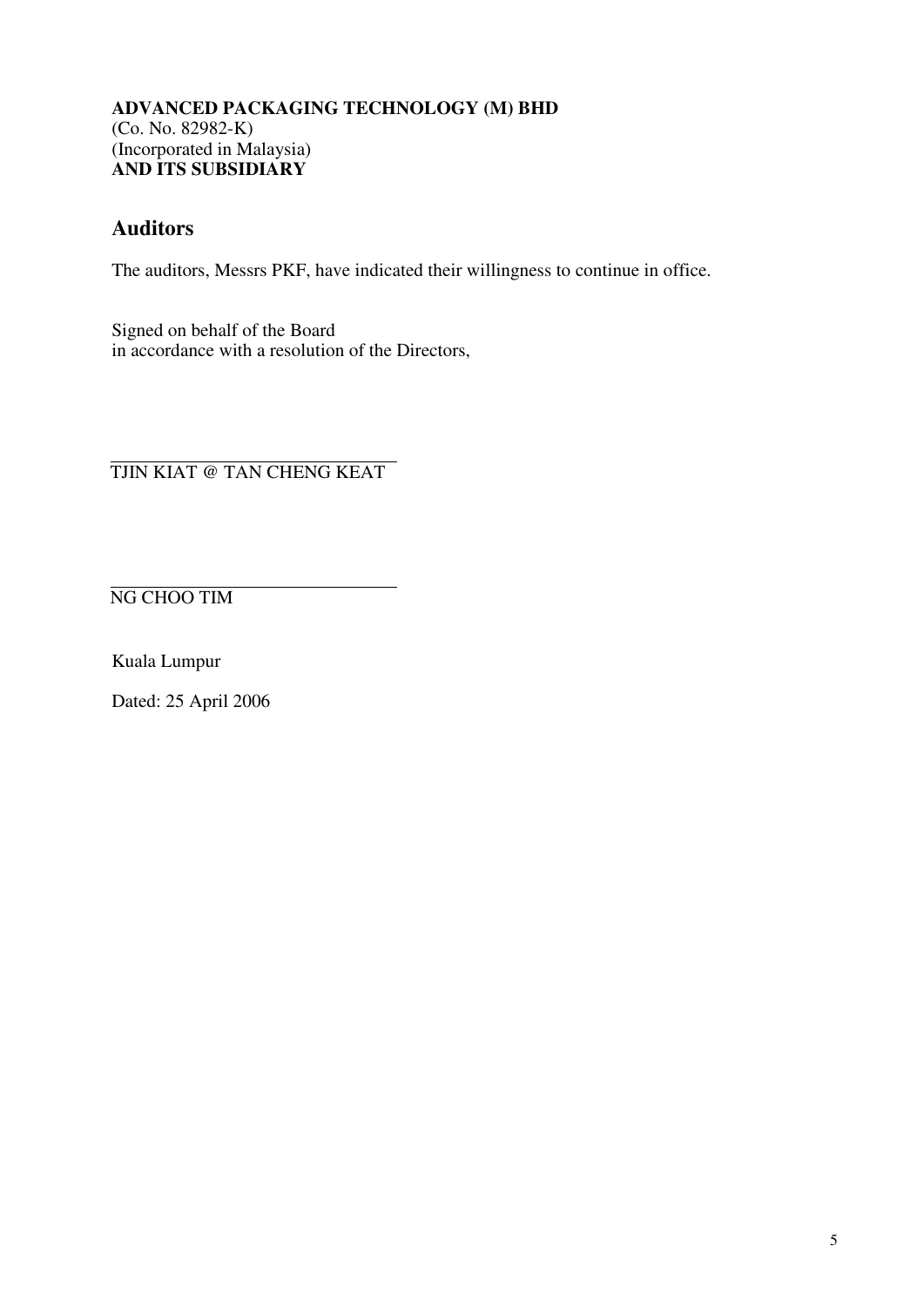**ADVANCED PACKAGING TECHNOLOGY (M) BHD**
(Co. No. 82982-K)
(Incorporated in Malaysia)
**AND ITS SUBSIDIARY**

## Auditors

The auditors, Messrs PKF, have indicated their willingness to continue in office.

Signed on behalf of the Board
in accordance with a resolution of the Directors,

TJIN KIAT @ TAN CHENG KEAT

NG CHOO TIM

Kuala Lumpur

Dated: 25 April 2006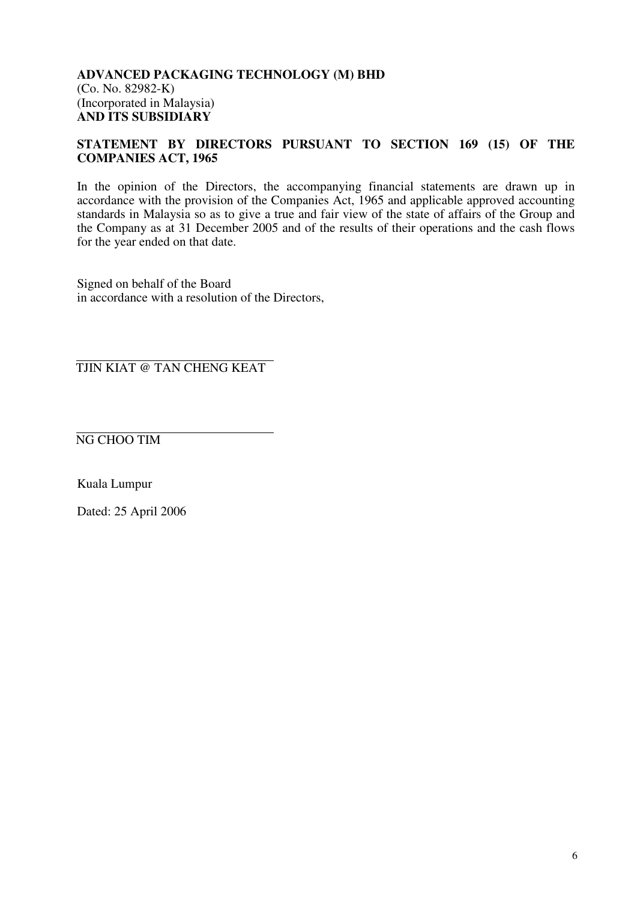**ADVANCED PACKAGING TECHNOLOGY (M) BHD**
(Co. No. 82982-K)
(Incorporated in Malaysia)
**AND ITS SUBSIDIARY**

**STATEMENT BY DIRECTORS PURSUANT TO SECTION 169 (15) OF THE COMPANIES ACT, 1965**

In the opinion of the Directors, the accompanying financial statements are drawn up in accordance with the provision of the Companies Act, 1965 and applicable approved accounting standards in Malaysia so as to give a true and fair view of the state of affairs of the Group and the Company as at 31 December 2005 and of the results of their operations and the cash flows for the year ended on that date.

Signed on behalf of the Board
in accordance with a resolution of the Directors,

TJIN KIAT @ TAN CHENG KEAT

NG CHOO TIM

Kuala Lumpur

Dated: 25 April 2006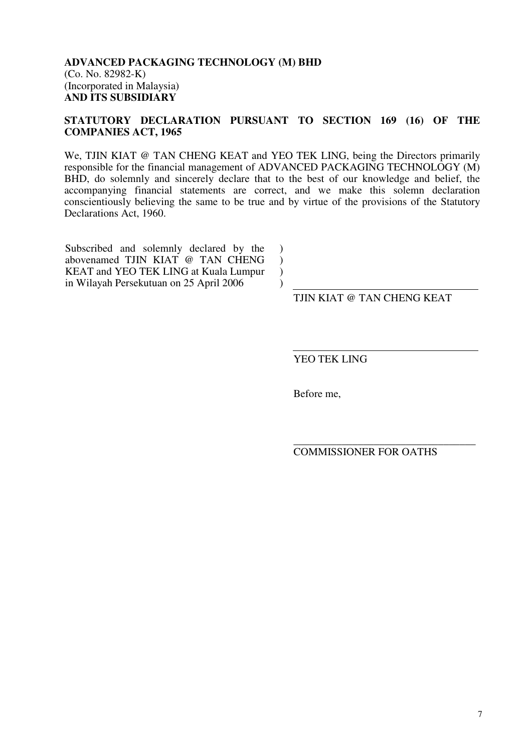**ADVANCED PACKAGING TECHNOLOGY (M) BHD**
(Co. No. 82982-K)
(Incorporated in Malaysia)
**AND ITS SUBSIDIARY**

**STATUTORY DECLARATION PURSUANT TO SECTION 169 (16) OF THE COMPANIES ACT, 1965**

We, TJIN KIAT @ TAN CHENG KEAT and YEO TEK LING, being the Directors primarily responsible for the financial management of ADVANCED PACKAGING TECHNOLOGY (M) BHD, do solemnly and sincerely declare that to the best of our knowledge and belief, the accompanying financial statements are correct, and we make this solemn declaration conscientiously believing the same to be true and by virtue of the provisions of the Statutory Declarations Act, 1960.

Subscribed and solemnly declared by the abovenamed TJIN KIAT @ TAN CHENG KEAT and YEO TEK LING at Kuala Lumpur in Wilayah Persekutuan on 25 April 2006 )

\_\_\_\_\_\_\_\_\_\_\_\_\_\_\_\_\_\_\_\_\_\_\_\_\_\_\_\_\_\_\_\_\_\_
TJIN KIAT @ TAN CHENG KEAT

\_\_\_\_\_\_\_\_\_\_\_\_\_\_\_\_\_\_\_\_\_\_\_\_\_\_\_\_\_\_\_\_\_\_
YEO TEK LING

Before me,

\_\_\_\_\_\_\_\_\_\_\_\_\_\_\_\_\_\_\_\_\_\_\_\_\_\_\_\_\_\_\_\_\_\_
COMMISSIONER FOR OATHS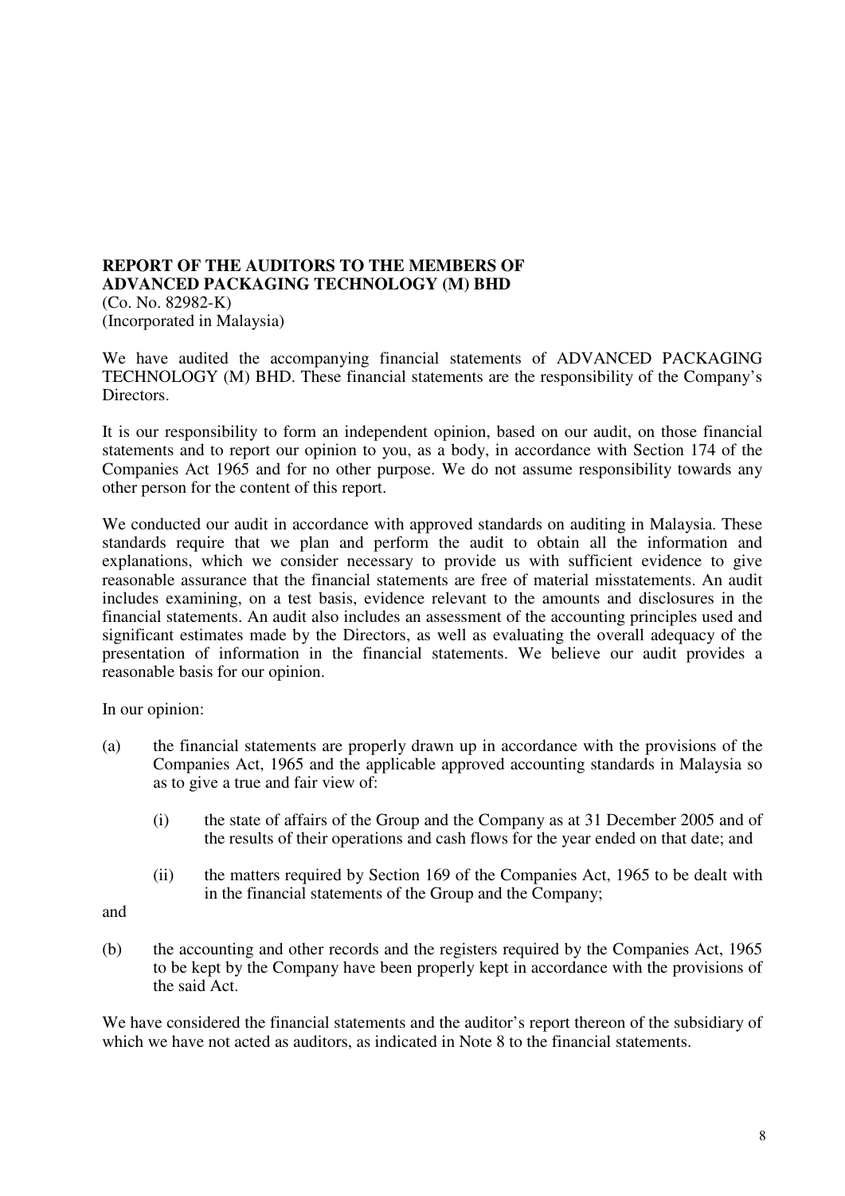**REPORT OF THE AUDITORS TO THE MEMBERS OF ADVANCED PACKAGING TECHNOLOGY (M) BHD**
(Co. No. 82982-K)
(Incorporated in Malaysia)

We have audited the accompanying financial statements of ADVANCED PACKAGING TECHNOLOGY (M) BHD. These financial statements are the responsibility of the Company's Directors.

It is our responsibility to form an independent opinion, based on our audit, on those financial statements and to report our opinion to you, as a body, in accordance with Section 174 of the Companies Act 1965 and for no other purpose. We do not assume responsibility towards any other person for the content of this report.

We conducted our audit in accordance with approved standards on auditing in Malaysia. These standards require that we plan and perform the audit to obtain all the information and explanations, which we consider necessary to provide us with sufficient evidence to give reasonable assurance that the financial statements are free of material misstatements. An audit includes examining, on a test basis, evidence relevant to the amounts and disclosures in the financial statements. An audit also includes an assessment of the accounting principles used and significant estimates made by the Directors, as well as evaluating the overall adequacy of the presentation of information in the financial statements. We believe our audit provides a reasonable basis for our opinion.

In our opinion:

(a) the financial statements are properly drawn up in accordance with the provisions of the Companies Act, 1965 and the applicable approved accounting standards in Malaysia so as to give a true and fair view of:

    (i) the state of affairs of the Group and the Company as at 31 December 2005 and of the results of their operations and cash flows for the year ended on that date; and

    (ii) the matters required by Section 169 of the Companies Act, 1965 to be dealt with in the financial statements of the Group and the Company;

and

(b) the accounting and other records and the registers required by the Companies Act, 1965 to be kept by the Company have been properly kept in accordance with the provisions of the said Act.

We have considered the financial statements and the auditor's report thereon of the subsidiary of which we have not acted as auditors, as indicated in Note 8 to the financial statements.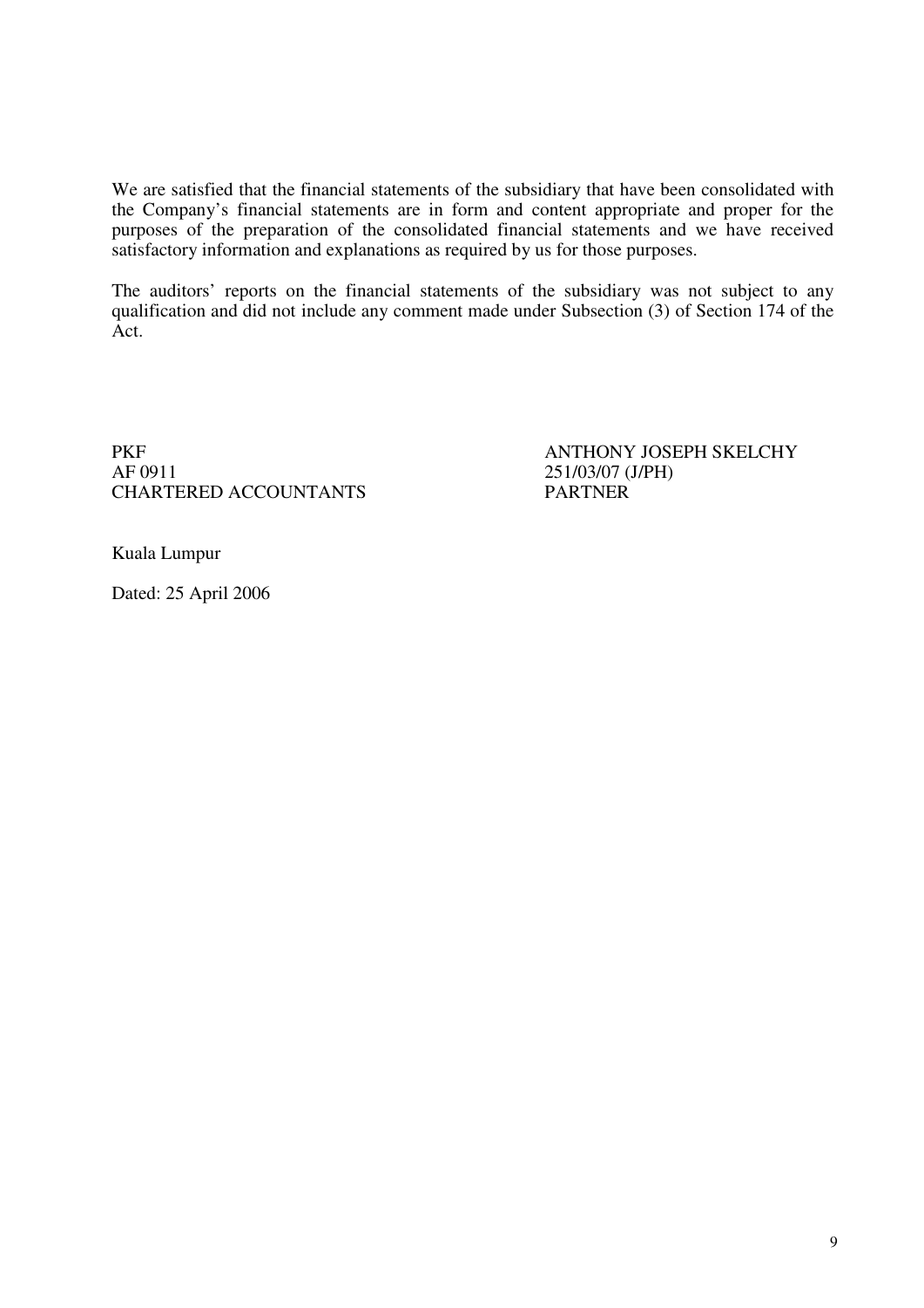We are satisfied that the financial statements of the subsidiary that have been consolidated with the Company's financial statements are in form and content appropriate and proper for the purposes of the preparation of the consolidated financial statements and we have received satisfactory information and explanations as required by us for those purposes.

The auditors' reports on the financial statements of the subsidiary was not subject to any qualification and did not include any comment made under Subsection (3) of Section 174 of the Act.

PKF
AF 0911
CHARTERED ACCOUNTANTS

ANTHONY JOSEPH SKELCHY
251/03/07 (J/PH)
PARTNER

Kuala Lumpur

Dated: 25 April 2006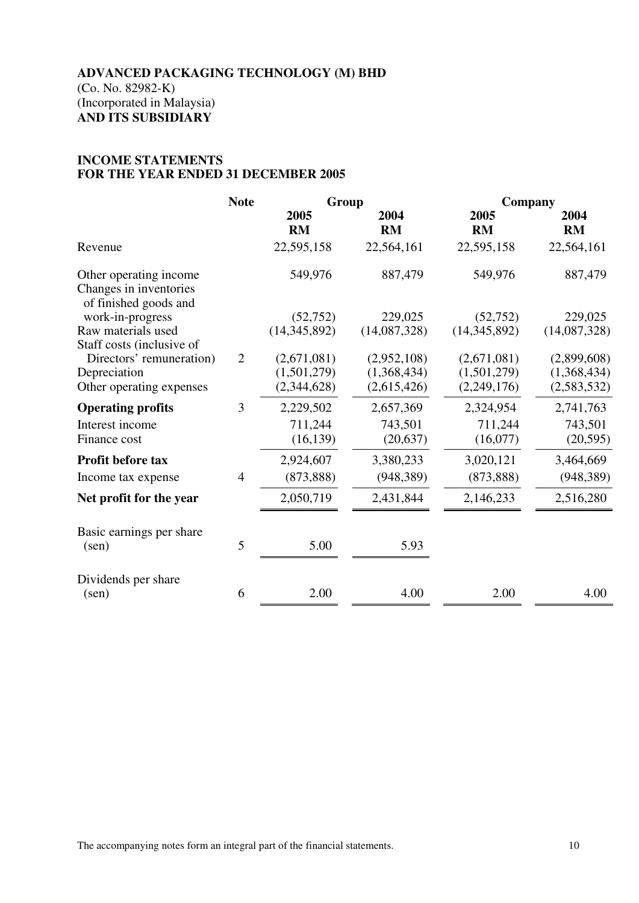**ADVANCED PACKAGING TECHNOLOGY (M) BHD**
(Co. No. 82982-K)
(Incorporated in Malaysia)
**AND ITS SUBSIDIARY**

**INCOME STATEMENTS**
**FOR THE YEAR ENDED 31 DECEMBER 2005**

| | Note | Group | | Company | |
|---|---|---|---|---|---|
| | | **2005** | **2004** | **2005** | **2004** |
| | | **RM** | **RM** | **RM** | **RM** |
| Revenue | | 22,595,158 | 22,564,161 | 22,595,158 | 22,564,161 |
| Other operating income | | 549,976 | 887,479 | 549,976 | 887,479 |
| Changes in inventories of finished goods and work-in-progress | | (52,752) | 229,025 | (52,752) | 229,025 |
| Raw materials used | | (14,345,892) | (14,087,328) | (14,345,892) | (14,087,328) |
| Staff costs (inclusive of Directors' remuneration) | 2 | (2,671,081) | (2,952,108) | (2,671,081) | (2,899,608) |
| Depreciation | | (1,501,279) | (1,368,434) | (1,501,279) | (1,368,434) |
| Other operating expenses | | (2,344,628) | (2,615,426) | (2,249,176) | (2,583,532) |
| **Operating profits** | 3 | 2,229,502 | 2,657,369 | 2,324,954 | 2,741,763 |
| Interest income | | 711,244 | 743,501 | 711,244 | 743,501 |
| Finance cost | | (16,139) | (20,637) | (16,077) | (20,595) |
| **Profit before tax** | | 2,924,607 | 3,380,233 | 3,020,121 | 3,464,669 |
| Income tax expense | 4 | (873,888) | (948,389) | (873,888) | (948,389) |
| **Net profit for the year** | | 2,050,719 | 2,431,844 | 2,146,233 | 2,516,280 |
| Basic earnings per share (sen) | 5 | 5.00 | 5.93 | | |
| Dividends per share (sen) | 6 | 2.00 | 4.00 | 2.00 | 4.00 |

The accompanying notes form an integral part of the financial statements.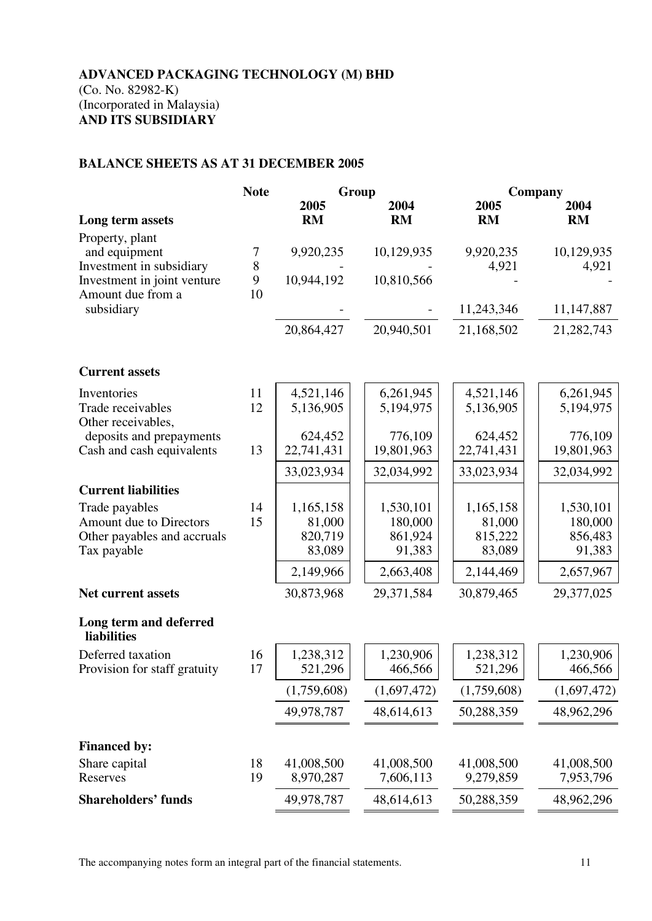**ADVANCED PACKAGING TECHNOLOGY (M) BHD**
(Co. No. 82982-K)
(Incorporated in Malaysia)
**AND ITS SUBSIDIARY**

## BALANCE SHEETS AS AT 31 DECEMBER 2005

| | Note | Group | | Company | |
|---|---|---|---|---|---|
| | | 2005 | 2004 | 2005 | 2004 |
| **Long term assets** | | RM | RM | RM | RM |
| Property, plant and equipment | 7 | 9,920,235 | 10,129,935 | 9,920,235 | 10,129,935 |
| Investment in subsidiary | 8 | - | - | 4,921 | 4,921 |
| Investment in joint venture | 9 | 10,944,192 | 10,810,566 | - | - |
| Amount due from a subsidiary | 10 | - | - | 11,243,346 | 11,147,887 |
| | | 20,864,427 | 20,940,501 | 21,168,502 | 21,282,743 |
| **Current assets** | | | | | |
| Inventories | 11 | 4,521,146 | 6,261,945 | 4,521,146 | 6,261,945 |
| Trade receivables | 12 | 5,136,905 | 5,194,975 | 5,136,905 | 5,194,975 |
| Other receivables, deposits and prepayments | | 624,452 | 776,109 | 624,452 | 776,109 |
| Cash and cash equivalents | 13 | 22,741,431 | 19,801,963 | 22,741,431 | 19,801,963 |
| | | 33,023,934 | 32,034,992 | 33,023,934 | 32,034,992 |
| **Current liabilities** | | | | | |
| Trade payables | 14 | 1,165,158 | 1,530,101 | 1,165,158 | 1,530,101 |
| Amount due to Directors | 15 | 81,000 | 180,000 | 81,000 | 180,000 |
| Other payables and accruals | | 820,719 | 861,924 | 815,222 | 856,483 |
| Tax payable | | 83,089 | 91,383 | 83,089 | 91,383 |
| | | 2,149,966 | 2,663,408 | 2,144,469 | 2,657,967 |
| **Net current assets** | | 30,873,968 | 29,371,584 | 30,879,465 | 29,377,025 |
| **Long term and deferred liabilities** | | | | | |
| Deferred taxation | 16 | 1,238,312 | 1,230,906 | 1,238,312 | 1,230,906 |
| Provision for staff gratuity | 17 | 521,296 | 466,566 | 521,296 | 466,566 |
| | | (1,759,608) | (1,697,472) | (1,759,608) | (1,697,472) |
| | | 49,978,787 | 48,614,613 | 50,288,359 | 48,962,296 |
| **Financed by:** | | | | | |
| Share capital | 18 | 41,008,500 | 41,008,500 | 41,008,500 | 41,008,500 |
| Reserves | 19 | 8,970,287 | 7,606,113 | 9,279,859 | 7,953,796 |
| **Shareholders' funds** | | 49,978,787 | 48,614,613 | 50,288,359 | 48,962,296 |

The accompanying notes form an integral part of the financial statements.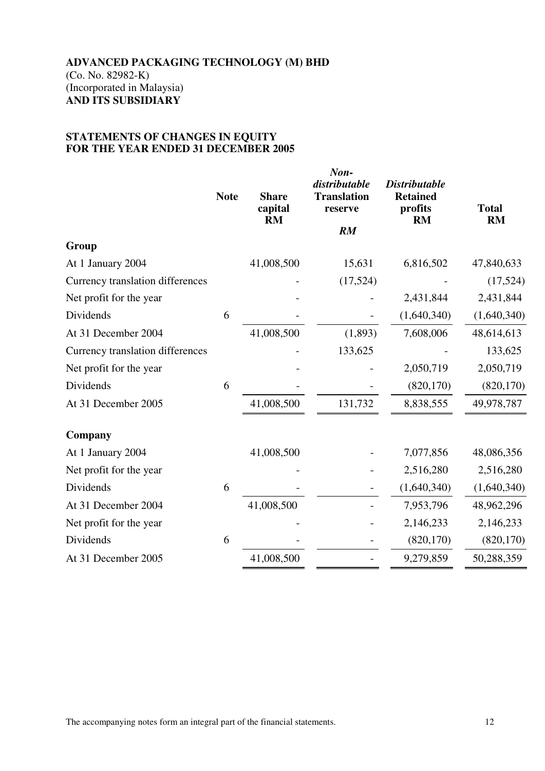**ADVANCED PACKAGING TECHNOLOGY (M) BHD**
(Co. No. 82982-K)
(Incorporated in Malaysia)
**AND ITS SUBSIDIARY**

**STATEMENTS OF CHANGES IN EQUITY**
**FOR THE YEAR ENDED 31 DECEMBER 2005**

| | Note | Share capital RM | *Non-distributable* Translation reserve *RM* | *Distributable* Retained profits RM | Total RM |
|---|---|---|---|---|---|
| **Group** | | | | | |
| At 1 January 2004 | | 41,008,500 | 15,631 | 6,816,502 | 47,840,633 |
| Currency translation differences | | - | (17,524) | - | (17,524) |
| Net profit for the year | | - | - | 2,431,844 | 2,431,844 |
| Dividends | 6 | - | - | (1,640,340) | (1,640,340) |
| At 31 December 2004 | | 41,008,500 | (1,893) | 7,608,006 | 48,614,613 |
| Currency translation differences | | - | 133,625 | - | 133,625 |
| Net profit for the year | | - | - | 2,050,719 | 2,050,719 |
| Dividends | 6 | - | - | (820,170) | (820,170) |
| At 31 December 2005 | | 41,008,500 | 131,732 | 8,838,555 | 49,978,787 |
| **Company** | | | | | |
| At 1 January 2004 | | 41,008,500 | - | 7,077,856 | 48,086,356 |
| Net profit for the year | | - | - | 2,516,280 | 2,516,280 |
| Dividends | 6 | - | - | (1,640,340) | (1,640,340) |
| At 31 December 2004 | | 41,008,500 | - | 7,953,796 | 48,962,296 |
| Net profit for the year | | - | - | 2,146,233 | 2,146,233 |
| Dividends | 6 | - | - | (820,170) | (820,170) |
| At 31 December 2005 | | 41,008,500 | - | 9,279,859 | 50,288,359 |

The accompanying notes form an integral part of the financial statements.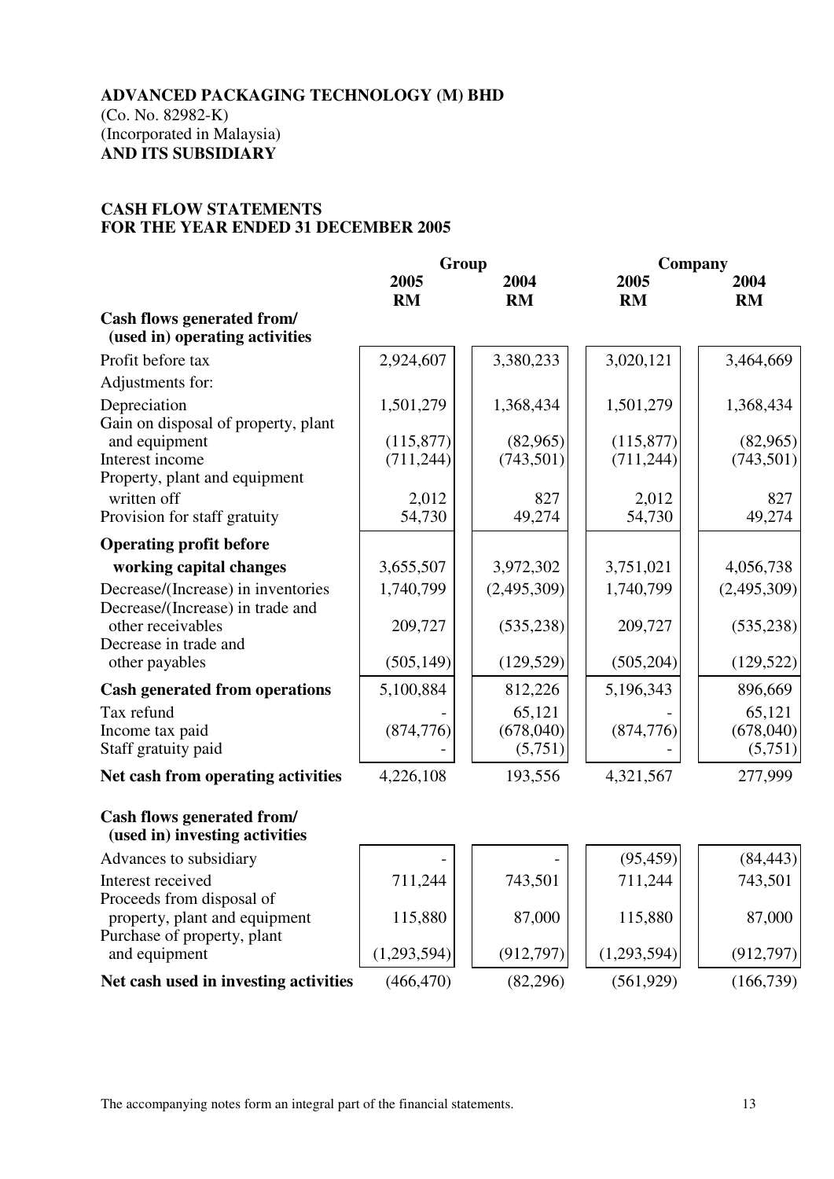**ADVANCED PACKAGING TECHNOLOGY (M) BHD**
(Co. No. 82982-K)
(Incorporated in Malaysia)
**AND ITS SUBSIDIARY**

**CASH FLOW STATEMENTS**
**FOR THE YEAR ENDED 31 DECEMBER 2005**

| | Group | | Company | |
|---|---|---|---|---|
| | 2005 RM | 2004 RM | 2005 RM | 2004 RM |
| **Cash flows generated from/ (used in) operating activities** | | | | |
| Profit before tax | 2,924,607 | 3,380,233 | 3,020,121 | 3,464,669 |
| Adjustments for: | | | | |
| Depreciation | 1,501,279 | 1,368,434 | 1,501,279 | 1,368,434 |
| Gain on disposal of property, plant and equipment | (115,877) | (82,965) | (115,877) | (82,965) |
| Interest income | (711,244) | (743,501) | (711,244) | (743,501) |
| Property, plant and equipment written off | 2,012 | 827 | 2,012 | 827 |
| Provision for staff gratuity | 54,730 | 49,274 | 54,730 | 49,274 |
| **Operating profit before working capital changes** | 3,655,507 | 3,972,302 | 3,751,021 | 4,056,738 |
| Decrease/(Increase) in inventories | 1,740,799 | (2,495,309) | 1,740,799 | (2,495,309) |
| Decrease/(Increase) in trade and other receivables | 209,727 | (535,238) | 209,727 | (535,238) |
| Decrease in trade and other payables | (505,149) | (129,529) | (505,204) | (129,522) |
| **Cash generated from operations** | 5,100,884 | 812,226 | 5,196,343 | 896,669 |
| Tax refund | - | 65,121 | - | 65,121 |
| Income tax paid | (874,776) | (678,040) | (874,776) | (678,040) |
| Staff gratuity paid | - | (5,751) | - | (5,751) |
| **Net cash from operating activities** | 4,226,108 | 193,556 | 4,321,567 | 277,999 |
| **Cash flows generated from/ (used in) investing activities** | | | | |
| Advances to subsidiary | - | - | (95,459) | (84,443) |
| Interest received | 711,244 | 743,501 | 711,244 | 743,501 |
| Proceeds from disposal of property, plant and equipment | 115,880 | 87,000 | 115,880 | 87,000 |
| Purchase of property, plant and equipment | (1,293,594) | (912,797) | (1,293,594) | (912,797) |
| **Net cash used in investing activities** | (466,470) | (82,296) | (561,929) | (166,739) |

The accompanying notes form an integral part of the financial statements.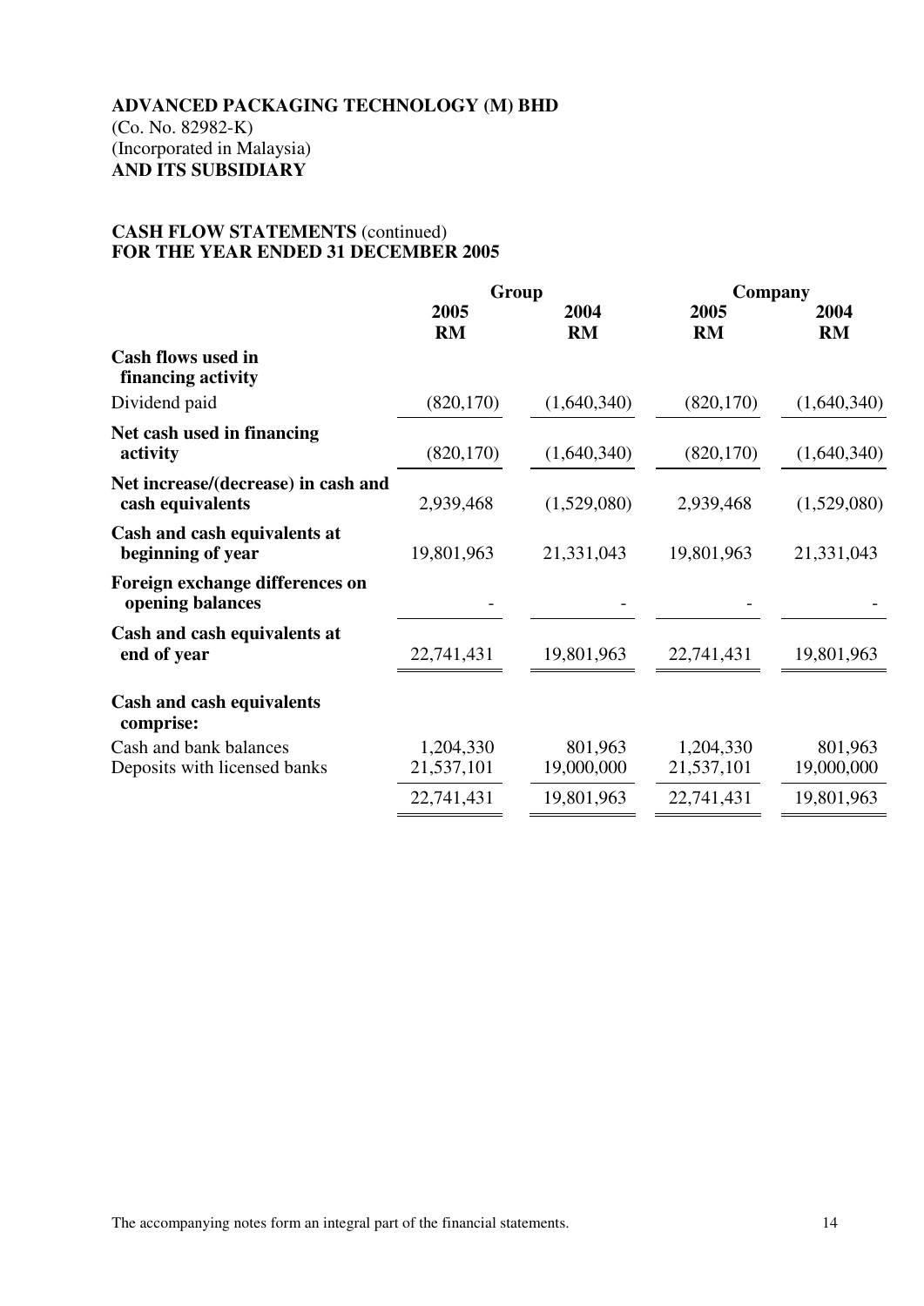**ADVANCED PACKAGING TECHNOLOGY (M) BHD**
(Co. No. 82982-K)
(Incorporated in Malaysia)
**AND ITS SUBSIDIARY**

**CASH FLOW STATEMENTS** (continued)
**FOR THE YEAR ENDED 31 DECEMBER 2005**

| | Group | | Company | |
|---|---|---|---|---|
| | **2005 RM** | **2004 RM** | **2005 RM** | **2004 RM** |
| **Cash flows used in financing activity** | | | | |
| Dividend paid | (820,170) | (1,640,340) | (820,170) | (1,640,340) |
| **Net cash used in financing activity** | (820,170) | (1,640,340) | (820,170) | (1,640,340) |
| **Net increase/(decrease) in cash and cash equivalents** | 2,939,468 | (1,529,080) | 2,939,468 | (1,529,080) |
| **Cash and cash equivalents at beginning of year** | 19,801,963 | 21,331,043 | 19,801,963 | 21,331,043 |
| **Foreign exchange differences on opening balances** | - | - | - | - |
| **Cash and cash equivalents at end of year** | 22,741,431 | 19,801,963 | 22,741,431 | 19,801,963 |
| **Cash and cash equivalents comprise:** | | | | |
| Cash and bank balances | 1,204,330 | 801,963 | 1,204,330 | 801,963 |
| Deposits with licensed banks | 21,537,101 | 19,000,000 | 21,537,101 | 19,000,000 |
| | 22,741,431 | 19,801,963 | 22,741,431 | 19,801,963 |

The accompanying notes form an integral part of the financial statements.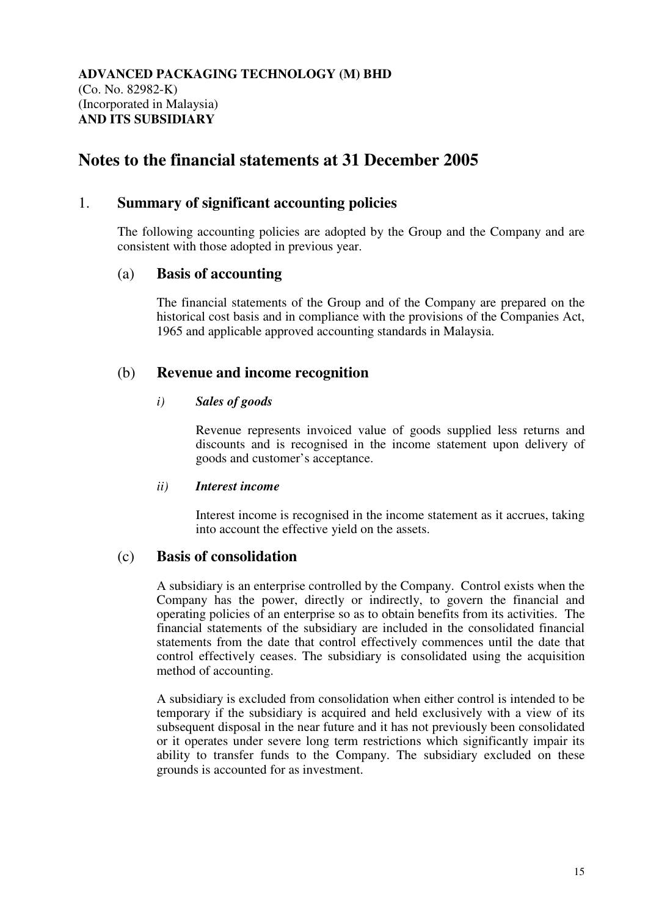**ADVANCED PACKAGING TECHNOLOGY (M) BHD**
(Co. No. 82982-K)
(Incorporated in Malaysia)
**AND ITS SUBSIDIARY**

# Notes to the financial statements at 31 December 2005

## 1. Summary of significant accounting policies

The following accounting policies are adopted by the Group and the Company and are consistent with those adopted in previous year.

### (a) Basis of accounting

The financial statements of the Group and of the Company are prepared on the historical cost basis and in compliance with the provisions of the Companies Act, 1965 and applicable approved accounting standards in Malaysia.

### (b) Revenue and income recognition

*i)* ***Sales of goods***

Revenue represents invoiced value of goods supplied less returns and discounts and is recognised in the income statement upon delivery of goods and customer's acceptance.

*ii)* ***Interest income***

Interest income is recognised in the income statement as it accrues, taking into account the effective yield on the assets.

### (c) Basis of consolidation

A subsidiary is an enterprise controlled by the Company. Control exists when the Company has the power, directly or indirectly, to govern the financial and operating policies of an enterprise so as to obtain benefits from its activities. The financial statements of the subsidiary are included in the consolidated financial statements from the date that control effectively commences until the date that control effectively ceases. The subsidiary is consolidated using the acquisition method of accounting.

A subsidiary is excluded from consolidation when either control is intended to be temporary if the subsidiary is acquired and held exclusively with a view of its subsequent disposal in the near future and it has not previously been consolidated or it operates under severe long term restrictions which significantly impair its ability to transfer funds to the Company. The subsidiary excluded on these grounds is accounted for as investment.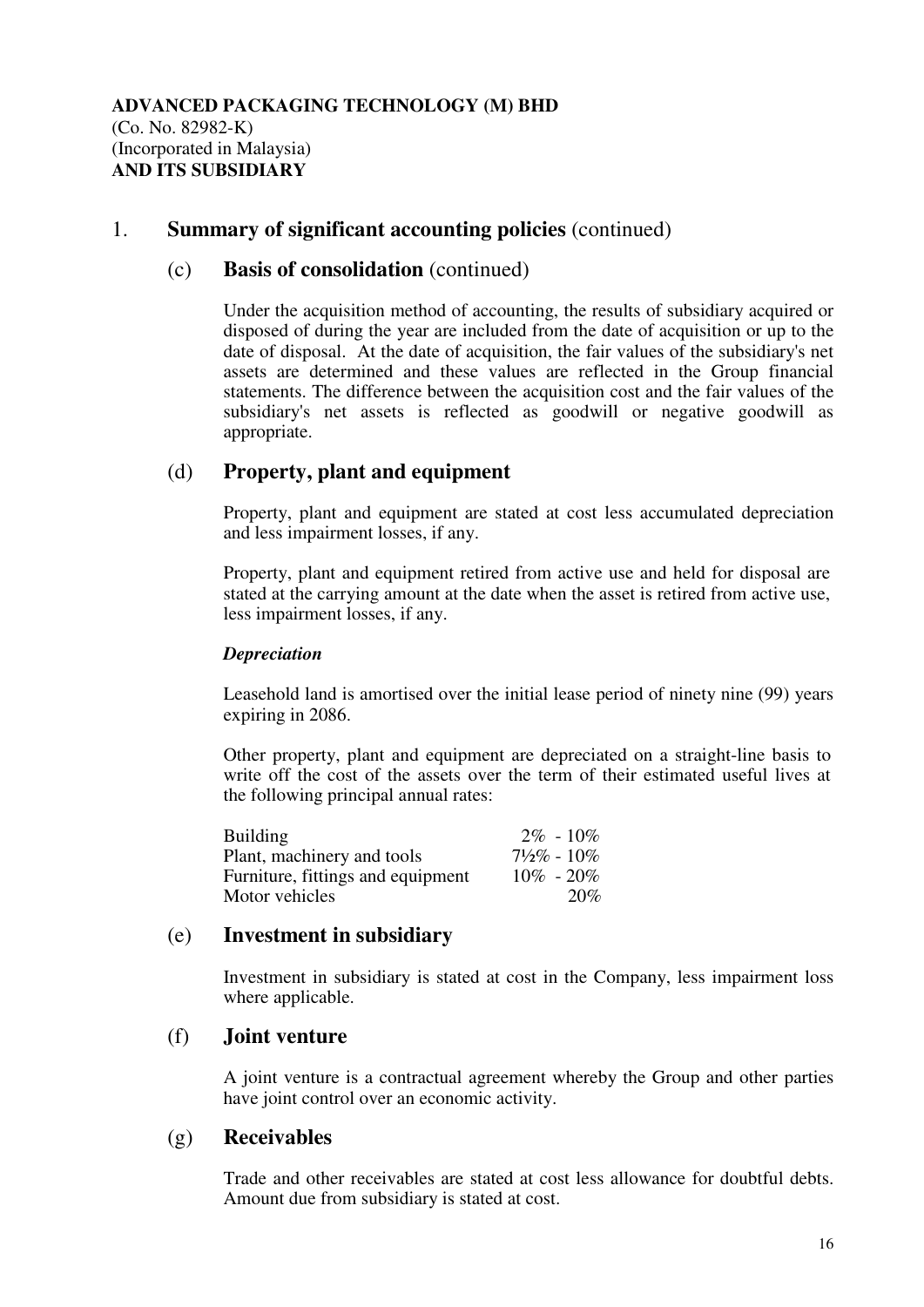**ADVANCED PACKAGING TECHNOLOGY (M) BHD**
(Co. No. 82982-K)
(Incorporated in Malaysia)
**AND ITS SUBSIDIARY**

## 1. Summary of significant accounting policies (continued)

### (c) Basis of consolidation (continued)

Under the acquisition method of accounting, the results of subsidiary acquired or disposed of during the year are included from the date of acquisition or up to the date of disposal. At the date of acquisition, the fair values of the subsidiary's net assets are determined and these values are reflected in the Group financial statements. The difference between the acquisition cost and the fair values of the subsidiary's net assets is reflected as goodwill or negative goodwill as appropriate.

### (d) Property, plant and equipment

Property, plant and equipment are stated at cost less accumulated depreciation and less impairment losses, if any.

Property, plant and equipment retired from active use and held for disposal are stated at the carrying amount at the date when the asset is retired from active use, less impairment losses, if any.

***Depreciation***

Leasehold land is amortised over the initial lease period of ninety nine (99) years expiring in 2086.

Other property, plant and equipment are depreciated on a straight-line basis to write off the cost of the assets over the term of their estimated useful lives at the following principal annual rates:

| | |
|---|---|
| Building | 2% - 10% |
| Plant, machinery and tools | 7½% - 10% |
| Furniture, fittings and equipment | 10% - 20% |
| Motor vehicles | 20% |

### (e) Investment in subsidiary

Investment in subsidiary is stated at cost in the Company, less impairment loss where applicable.

### (f) Joint venture

A joint venture is a contractual agreement whereby the Group and other parties have joint control over an economic activity.

### (g) Receivables

Trade and other receivables are stated at cost less allowance for doubtful debts. Amount due from subsidiary is stated at cost.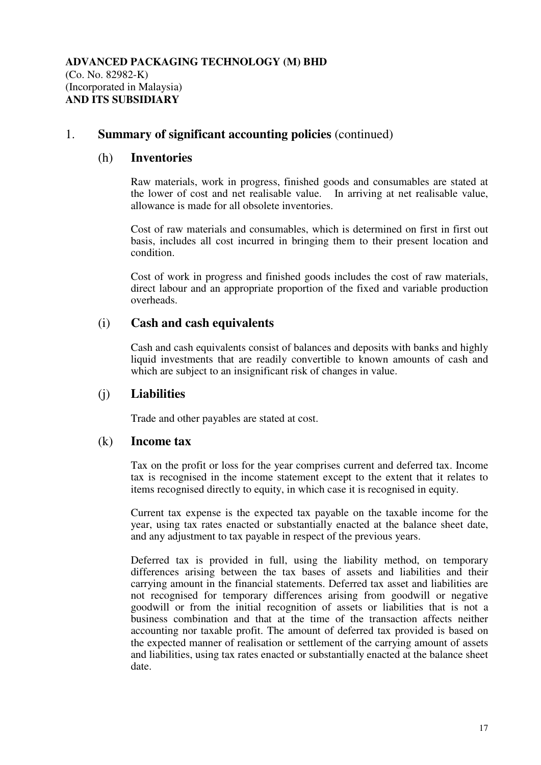**ADVANCED PACKAGING TECHNOLOGY (M) BHD**
(Co. No. 82982-K)
(Incorporated in Malaysia)
**AND ITS SUBSIDIARY**

## 1. Summary of significant accounting policies (continued)

### (h) Inventories

Raw materials, work in progress, finished goods and consumables are stated at the lower of cost and net realisable value. In arriving at net realisable value, allowance is made for all obsolete inventories.

Cost of raw materials and consumables, which is determined on first in first out basis, includes all cost incurred in bringing them to their present location and condition.

Cost of work in progress and finished goods includes the cost of raw materials, direct labour and an appropriate proportion of the fixed and variable production overheads.

### (i) Cash and cash equivalents

Cash and cash equivalents consist of balances and deposits with banks and highly liquid investments that are readily convertible to known amounts of cash and which are subject to an insignificant risk of changes in value.

### (j) Liabilities

Trade and other payables are stated at cost.

### (k) Income tax

Tax on the profit or loss for the year comprises current and deferred tax. Income tax is recognised in the income statement except to the extent that it relates to items recognised directly to equity, in which case it is recognised in equity.

Current tax expense is the expected tax payable on the taxable income for the year, using tax rates enacted or substantially enacted at the balance sheet date, and any adjustment to tax payable in respect of the previous years.

Deferred tax is provided in full, using the liability method, on temporary differences arising between the tax bases of assets and liabilities and their carrying amount in the financial statements. Deferred tax asset and liabilities are not recognised for temporary differences arising from goodwill or negative goodwill or from the initial recognition of assets or liabilities that is not a business combination and that at the time of the transaction affects neither accounting nor taxable profit. The amount of deferred tax provided is based on the expected manner of realisation or settlement of the carrying amount of assets and liabilities, using tax rates enacted or substantially enacted at the balance sheet date.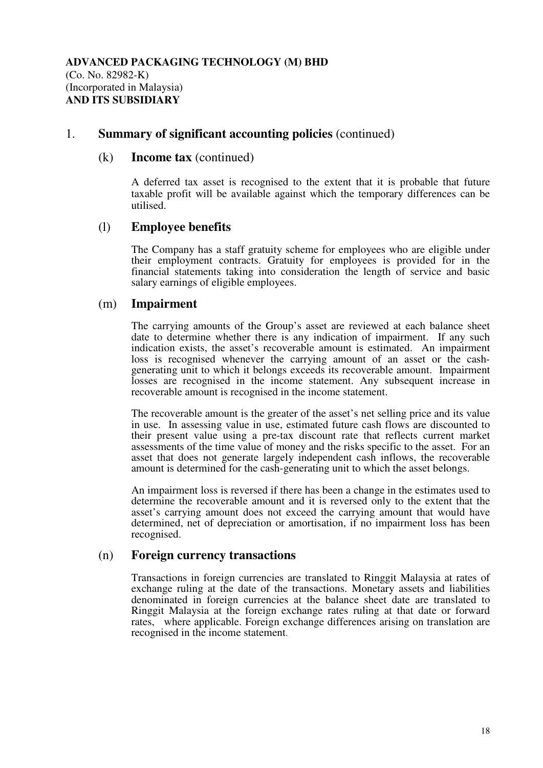**ADVANCED PACKAGING TECHNOLOGY (M) BHD**
(Co. No. 82982-K)
(Incorporated in Malaysia)
**AND ITS SUBSIDIARY**

## 1. Summary of significant accounting policies (continued)

### (k) Income tax (continued)

A deferred tax asset is recognised to the extent that it is probable that future taxable profit will be available against which the temporary differences can be utilised.

### (l) Employee benefits

The Company has a staff gratuity scheme for employees who are eligible under their employment contracts. Gratuity for employees is provided for in the financial statements taking into consideration the length of service and basic salary earnings of eligible employees.

### (m) Impairment

The carrying amounts of the Group's asset are reviewed at each balance sheet date to determine whether there is any indication of impairment. If any such indication exists, the asset's recoverable amount is estimated. An impairment loss is recognised whenever the carrying amount of an asset or the cash-generating unit to which it belongs exceeds its recoverable amount. Impairment losses are recognised in the income statement. Any subsequent increase in recoverable amount is recognised in the income statement.

The recoverable amount is the greater of the asset's net selling price and its value in use. In assessing value in use, estimated future cash flows are discounted to their present value using a pre-tax discount rate that reflects current market assessments of the time value of money and the risks specific to the asset. For an asset that does not generate largely independent cash inflows, the recoverable amount is determined for the cash-generating unit to which the asset belongs.

An impairment loss is reversed if there has been a change in the estimates used to determine the recoverable amount and it is reversed only to the extent that the asset's carrying amount does not exceed the carrying amount that would have determined, net of depreciation or amortisation, if no impairment loss has been recognised.

### (n) Foreign currency transactions

Transactions in foreign currencies are translated to Ringgit Malaysia at rates of exchange ruling at the date of the transactions. Monetary assets and liabilities denominated in foreign currencies at the balance sheet date are translated to Ringgit Malaysia at the foreign exchange rates ruling at that date or forward rates, where applicable. Foreign exchange differences arising on translation are recognised in the income statement.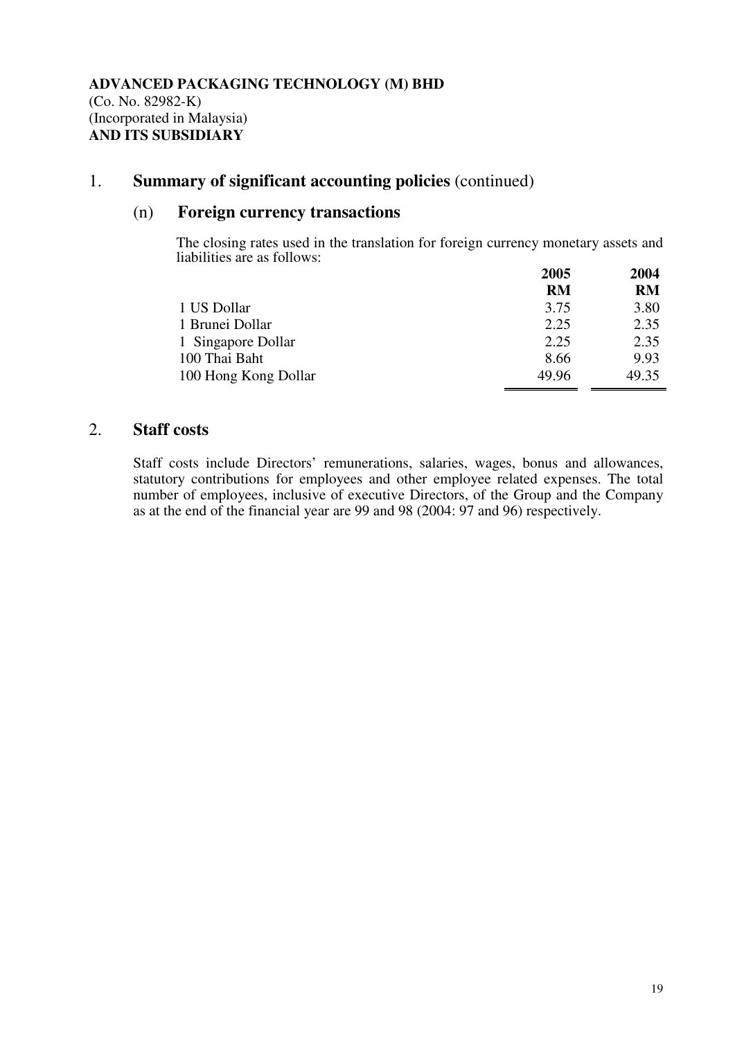**ADVANCED PACKAGING TECHNOLOGY (M) BHD**
(Co. No. 82982-K)
(Incorporated in Malaysia)
**AND ITS SUBSIDIARY**

## 1. Summary of significant accounting policies (continued)

### (n) Foreign currency transactions

The closing rates used in the translation for foreign currency monetary assets and liabilities are as follows:

| | 2005 RM | 2004 RM |
|---|---|---|
| 1 US Dollar | 3.75 | 3.80 |
| 1 Brunei Dollar | 2.25 | 2.35 |
| 1 Singapore Dollar | 2.25 | 2.35 |
| 100 Thai Baht | 8.66 | 9.93 |
| 100 Hong Kong Dollar | 49.96 | 49.35 |

## 2. Staff costs

Staff costs include Directors' remunerations, salaries, wages, bonus and allowances, statutory contributions for employees and other employee related expenses. The total number of employees, inclusive of executive Directors, of the Group and the Company as at the end of the financial year are 99 and 98 (2004: 97 and 96) respectively.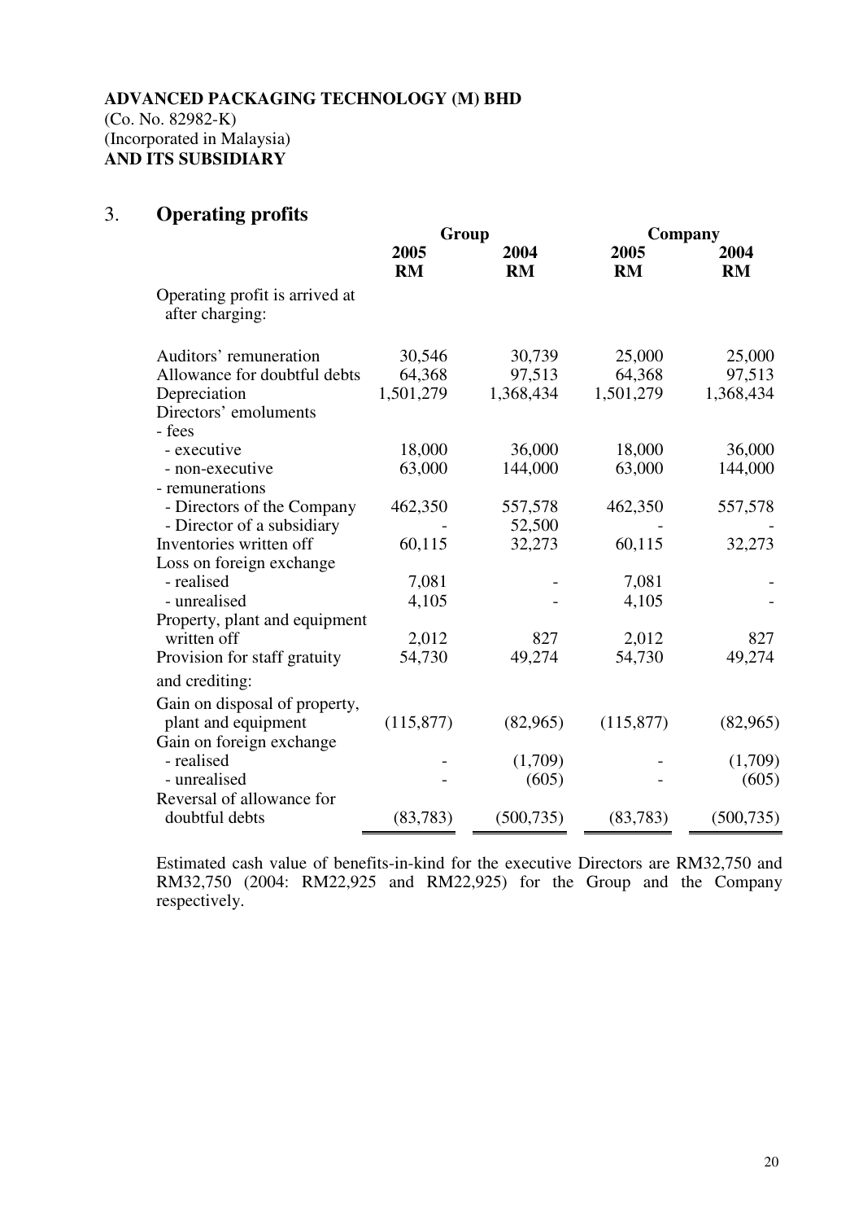**ADVANCED PACKAGING TECHNOLOGY (M) BHD**
(Co. No. 82982-K)
(Incorporated in Malaysia)
**AND ITS SUBSIDIARY**

## 3. Operating profits

| | Group | | Company | |
|---|---|---|---|---|
| | **2005 RM** | **2004 RM** | **2005 RM** | **2004 RM** |
| Operating profit is arrived at after charging: | | | | |
| Auditors' remuneration | 30,546 | 30,739 | 25,000 | 25,000 |
| Allowance for doubtful debts | 64,368 | 97,513 | 64,368 | 97,513 |
| Depreciation | 1,501,279 | 1,368,434 | 1,501,279 | 1,368,434 |
| Directors' emoluments | | | | |
| - fees | | | | |
| - executive | 18,000 | 36,000 | 18,000 | 36,000 |
| - non-executive | 63,000 | 144,000 | 63,000 | 144,000 |
| - remunerations | | | | |
| - Directors of the Company | 462,350 | 557,578 | 462,350 | 557,578 |
| - Director of a subsidiary | - | 52,500 | - | - |
| Inventories written off | 60,115 | 32,273 | 60,115 | 32,273 |
| Loss on foreign exchange | | | | |
| - realised | 7,081 | - | 7,081 | - |
| - unrealised | 4,105 | - | 4,105 | - |
| Property, plant and equipment written off | 2,012 | 827 | 2,012 | 827 |
| Provision for staff gratuity | 54,730 | 49,274 | 54,730 | 49,274 |
| and crediting: | | | | |
| Gain on disposal of property, plant and equipment | (115,877) | (82,965) | (115,877) | (82,965) |
| Gain on foreign exchange | | | | |
| - realised | - | (1,709) | - | (1,709) |
| - unrealised | - | (605) | - | (605) |
| Reversal of allowance for doubtful debts | (83,783) | (500,735) | (83,783) | (500,735) |

Estimated cash value of benefits-in-kind for the executive Directors are RM32,750 and RM32,750 (2004: RM22,925 and RM22,925) for the Group and the Company respectively.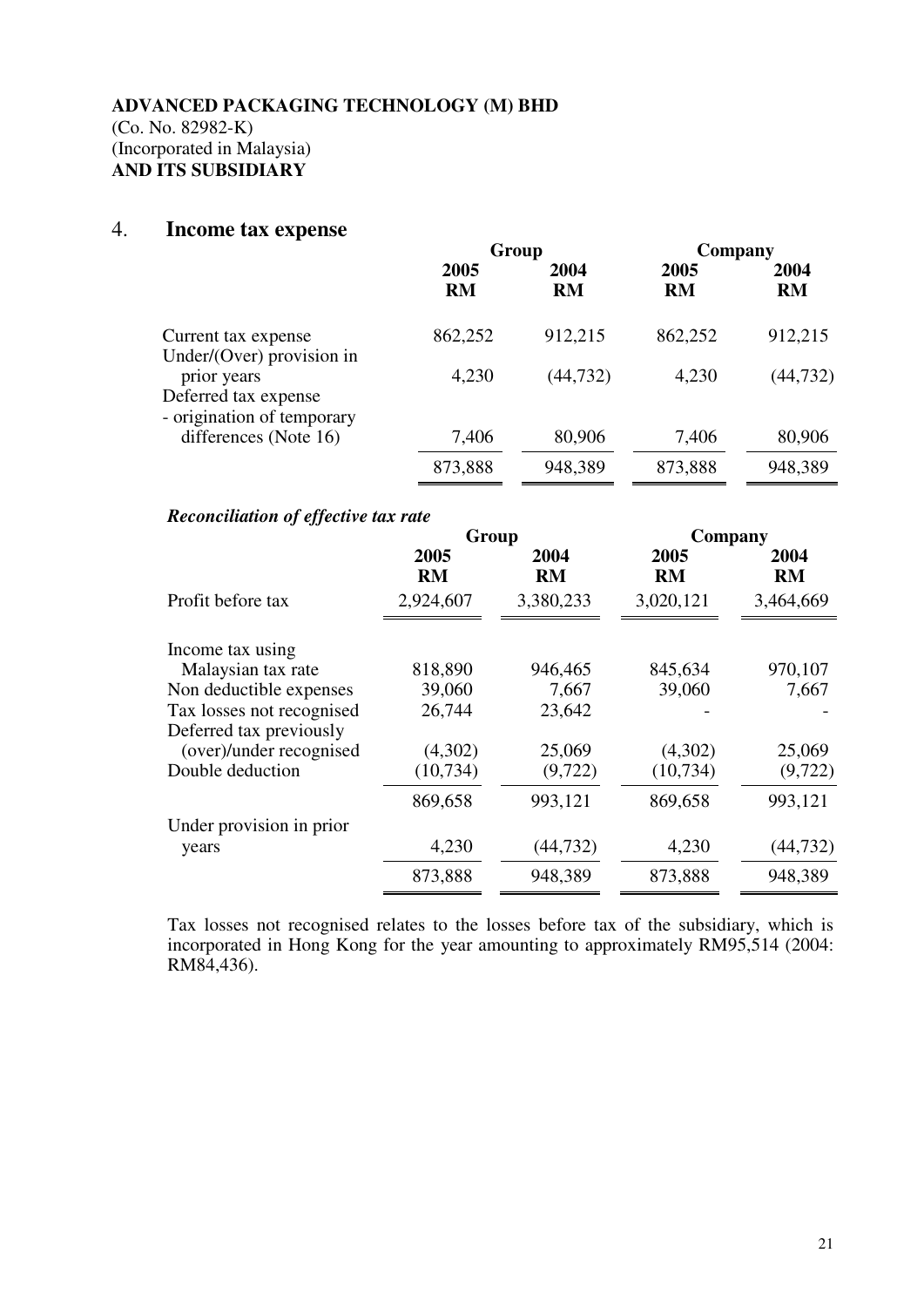**ADVANCED PACKAGING TECHNOLOGY (M) BHD**
(Co. No. 82982-K)
(Incorporated in Malaysia)
**AND ITS SUBSIDIARY**

## 4. Income tax expense

| | Group | | Company | |
|---|---|---|---|---|
| | **2005 RM** | **2004 RM** | **2005 RM** | **2004 RM** |
| Current tax expense | 862,252 | 912,215 | 862,252 | 912,215 |
| Under/(Over) provision in prior years | 4,230 | (44,732) | 4,230 | (44,732) |
| Deferred tax expense - origination of temporary differences (Note 16) | 7,406 | 80,906 | 7,406 | 80,906 |
| | 873,888 | 948,389 | 873,888 | 948,389 |

***Reconciliation of effective tax rate***

| | Group | | Company | |
|---|---|---|---|---|
| | **2005 RM** | **2004 RM** | **2005 RM** | **2004 RM** |
| Profit before tax | 2,924,607 | 3,380,233 | 3,020,121 | 3,464,669 |
| Income tax using Malaysian tax rate | 818,890 | 946,465 | 845,634 | 970,107 |
| Non deductible expenses | 39,060 | 7,667 | 39,060 | 7,667 |
| Tax losses not recognised | 26,744 | 23,642 | - | - |
| Deferred tax previously (over)/under recognised | (4,302) | 25,069 | (4,302) | 25,069 |
| Double deduction | (10,734) | (9,722) | (10,734) | (9,722) |
| | 869,658 | 993,121 | 869,658 | 993,121 |
| Under provision in prior years | 4,230 | (44,732) | 4,230 | (44,732) |
| | 873,888 | 948,389 | 873,888 | 948,389 |

Tax losses not recognised relates to the losses before tax of the subsidiary, which is incorporated in Hong Kong for the year amounting to approximately RM95,514 (2004: RM84,436).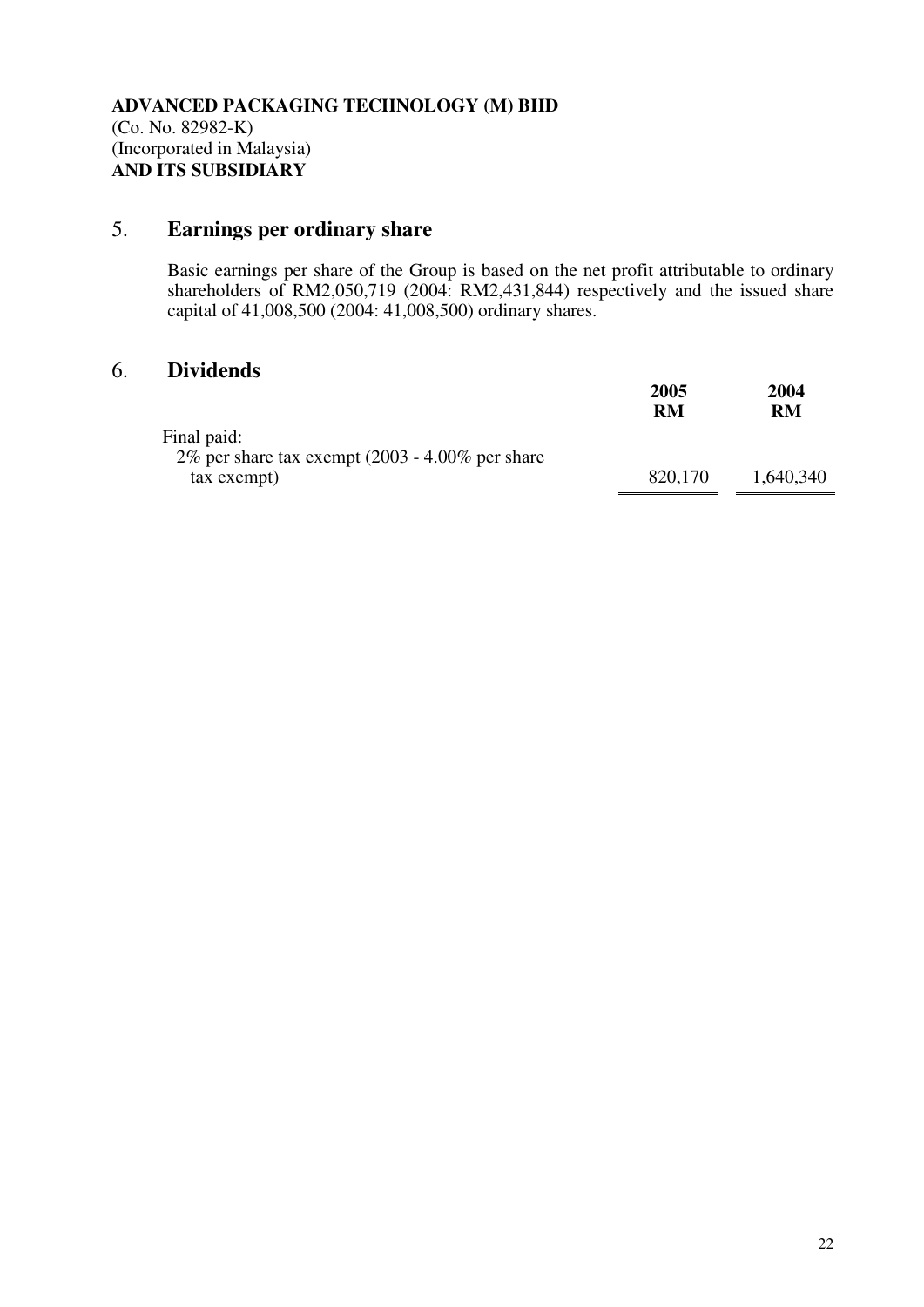**ADVANCED PACKAGING TECHNOLOGY (M) BHD**
(Co. No. 82982-K)
(Incorporated in Malaysia)
**AND ITS SUBSIDIARY**

## 5. Earnings per ordinary share

Basic earnings per share of the Group is based on the net profit attributable to ordinary shareholders of RM2,050,719 (2004: RM2,431,844) respectively and the issued share capital of 41,008,500 (2004: 41,008,500) ordinary shares.

## 6. Dividends

| | 2005<br>RM | 2004<br>RM |
|---|---|---|
| Final paid: | | |
| 2% per share tax exempt (2003 - 4.00% per share tax exempt) | 820,170 | 1,640,340 |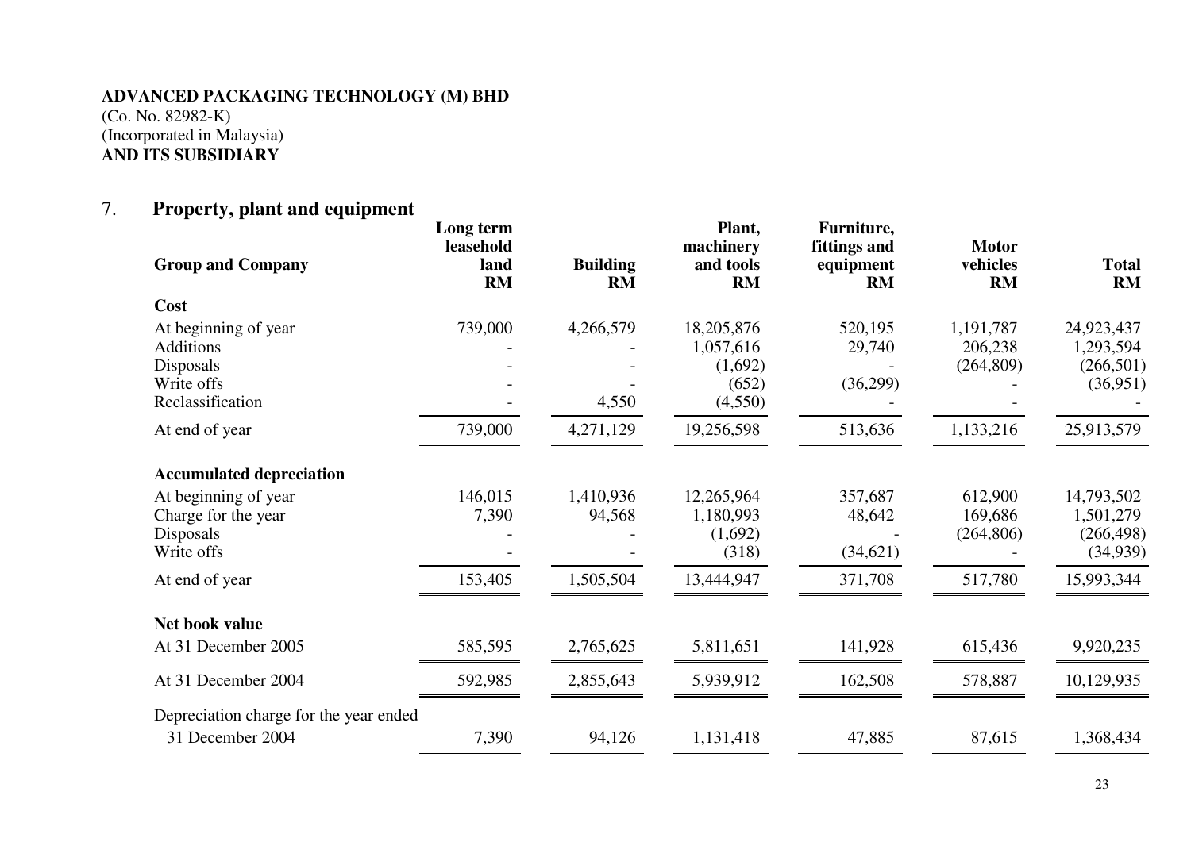**ADVANCED PACKAGING TECHNOLOGY (M) BHD**
(Co. No. 82982-K)
(Incorporated in Malaysia)
**AND ITS SUBSIDIARY**

## 7. Property, plant and equipment

| Group and Company | Long term leasehold land RM | Building RM | Plant, machinery and tools RM | Furniture, fittings and equipment RM | Motor vehicles RM | Total RM |
|---|---|---|---|---|---|---|
| **Cost** | | | | | | |
| At beginning of year | 739,000 | 4,266,579 | 18,205,876 | 520,195 | 1,191,787 | 24,923,437 |
| Additions | - | - | 1,057,616 | 29,740 | 206,238 | 1,293,594 |
| Disposals | - | - | (1,692) | - | (264,809) | (266,501) |
| Write offs | - | - | (652) | (36,299) | - | (36,951) |
| Reclassification | - | 4,550 | (4,550) | - | - | - |
| At end of year | 739,000 | 4,271,129 | 19,256,598 | 513,636 | 1,133,216 | 25,913,579 |
| **Accumulated depreciation** | | | | | | |
| At beginning of year | 146,015 | 1,410,936 | 12,265,964 | 357,687 | 612,900 | 14,793,502 |
| Charge for the year | 7,390 | 94,568 | 1,180,993 | 48,642 | 169,686 | 1,501,279 |
| Disposals | - | - | (1,692) | - | (264,806) | (266,498) |
| Write offs | - | - | (318) | (34,621) | - | (34,939) |
| At end of year | 153,405 | 1,505,504 | 13,444,947 | 371,708 | 517,780 | 15,993,344 |
| **Net book value** | | | | | | |
| At 31 December 2005 | 585,595 | 2,765,625 | 5,811,651 | 141,928 | 615,436 | 9,920,235 |
| At 31 December 2004 | 592,985 | 2,855,643 | 5,939,912 | 162,508 | 578,887 | 10,129,935 |
| Depreciation charge for the year ended 31 December 2004 | 7,390 | 94,126 | 1,131,418 | 47,885 | 87,615 | 1,368,434 |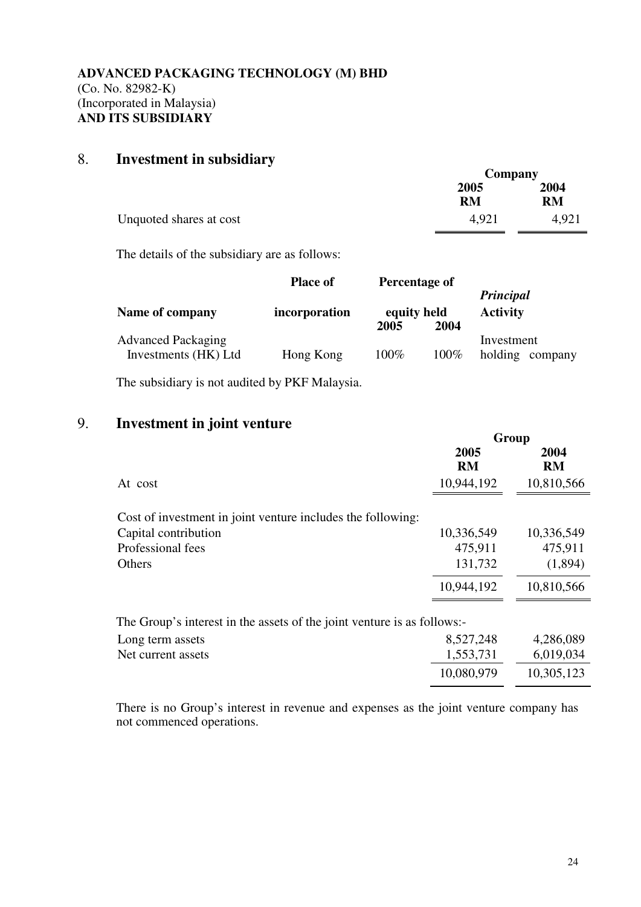**ADVANCED PACKAGING TECHNOLOGY (M) BHD**
(Co. No. 82982-K)
(Incorporated in Malaysia)
**AND ITS SUBSIDIARY**

## 8. Investment in subsidiary

| | Company | |
|---|---|---|
| | **2005** | **2004** |
| | **RM** | **RM** |
| Unquoted shares at cost | 4,921 | 4,921 |

The details of the subsidiary are as follows:

| Name of company | Place of incorporation | Percentage of equity held | | *Principal* Activity |
|---|---|---|---|---|
| | | 2005 | 2004 | |
| Advanced Packaging Investments (HK) Ltd | Hong Kong | 100% | 100% | Investment holding company |

The subsidiary is not audited by PKF Malaysia.

## 9. Investment in joint venture

| | Group | |
|---|---|---|
| | **2005** | **2004** |
| | **RM** | **RM** |
| At cost | 10,944,192 | 10,810,566 |
| | | |
| Cost of investment in joint venture includes the following: | | |
| Capital contribution | 10,336,549 | 10,336,549 |
| Professional fees | 475,911 | 475,911 |
| Others | 131,732 | (1,894) |
| | 10,944,192 | 10,810,566 |
| | | |
| The Group's interest in the assets of the joint venture is as follows:- | | |
| Long term assets | 8,527,248 | 4,286,089 |
| Net current assets | 1,553,731 | 6,019,034 |
| | 10,080,979 | 10,305,123 |

There is no Group's interest in revenue and expenses as the joint venture company has not commenced operations.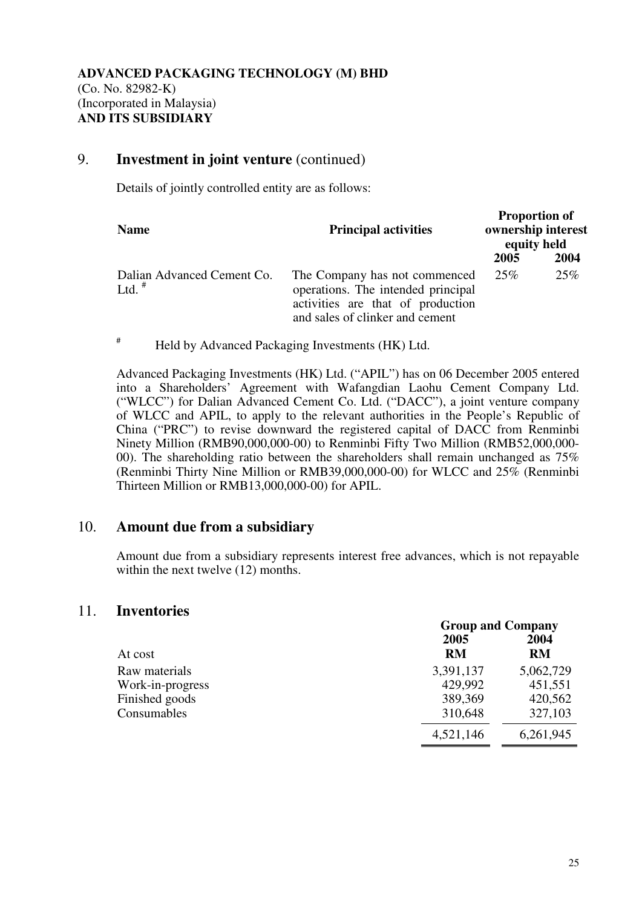**ADVANCED PACKAGING TECHNOLOGY (M) BHD**
(Co. No. 82982-K)
(Incorporated in Malaysia)
**AND ITS SUBSIDIARY**

## 9. Investment in joint venture (continued)

Details of jointly controlled entity are as follows:

| Name | Principal activities | Proportion of ownership interest equity held | |
|---|---|---|---|
| | | 2005 | 2004 |
| Dalian Advanced Cement Co. Ltd. # | The Company has not commenced operations. The intended principal activities are that of production and sales of clinker and cement | 25% | 25% |

# Held by Advanced Packaging Investments (HK) Ltd.

Advanced Packaging Investments (HK) Ltd. ("APIL") has on 06 December 2005 entered into a Shareholders' Agreement with Wafangdian Laohu Cement Company Ltd. ("WLCC") for Dalian Advanced Cement Co. Ltd. ("DACC"), a joint venture company of WLCC and APIL, to apply to the relevant authorities in the People's Republic of China ("PRC") to revise downward the registered capital of DACC from Renminbi Ninety Million (RMB90,000,000-00) to Renminbi Fifty Two Million (RMB52,000,000-00). The shareholding ratio between the shareholders shall remain unchanged as 75% (Renminbi Thirty Nine Million or RMB39,000,000-00) for WLCC and 25% (Renminbi Thirteen Million or RMB13,000,000-00) for APIL.

## 10. Amount due from a subsidiary

Amount due from a subsidiary represents interest free advances, which is not repayable within the next twelve (12) months.

## 11. Inventories

| | Group and Company | |
|---|---|---|
| | 2005 | 2004 |
| At cost | RM | RM |
| Raw materials | 3,391,137 | 5,062,729 |
| Work-in-progress | 429,992 | 451,551 |
| Finished goods | 389,369 | 420,562 |
| Consumables | 310,648 | 327,103 |
| | 4,521,146 | 6,261,945 |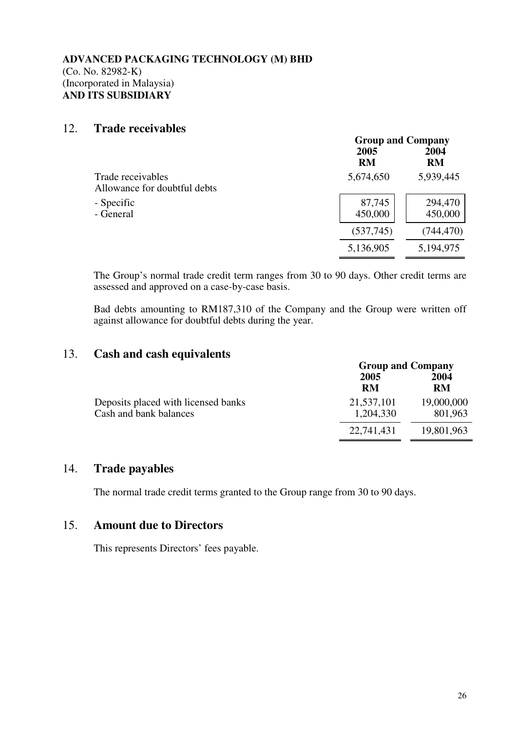**ADVANCED PACKAGING TECHNOLOGY (M) BHD**
(Co. No. 82982-K)
(Incorporated in Malaysia)
**AND ITS SUBSIDIARY**

## 12. Trade receivables

| | Group and Company | |
|---|---|---|
| | 2005 RM | 2004 RM |
| Trade receivables | 5,674,650 | 5,939,445 |
| Allowance for doubtful debts | | |
| - Specific | 87,745 | 294,470 |
| - General | 450,000 | 450,000 |
| | (537,745) | (744,470) |
| | 5,136,905 | 5,194,975 |

The Group's normal trade credit term ranges from 30 to 90 days. Other credit terms are assessed and approved on a case-by-case basis.

Bad debts amounting to RM187,310 of the Company and the Group were written off against allowance for doubtful debts during the year.

## 13. Cash and cash equivalents

| | Group and Company | |
|---|---|---|
| | 2005 RM | 2004 RM |
| Deposits placed with licensed banks | 21,537,101 | 19,000,000 |
| Cash and bank balances | 1,204,330 | 801,963 |
| | 22,741,431 | 19,801,963 |

## 14. Trade payables

The normal trade credit terms granted to the Group range from 30 to 90 days.

## 15. Amount due to Directors

This represents Directors' fees payable.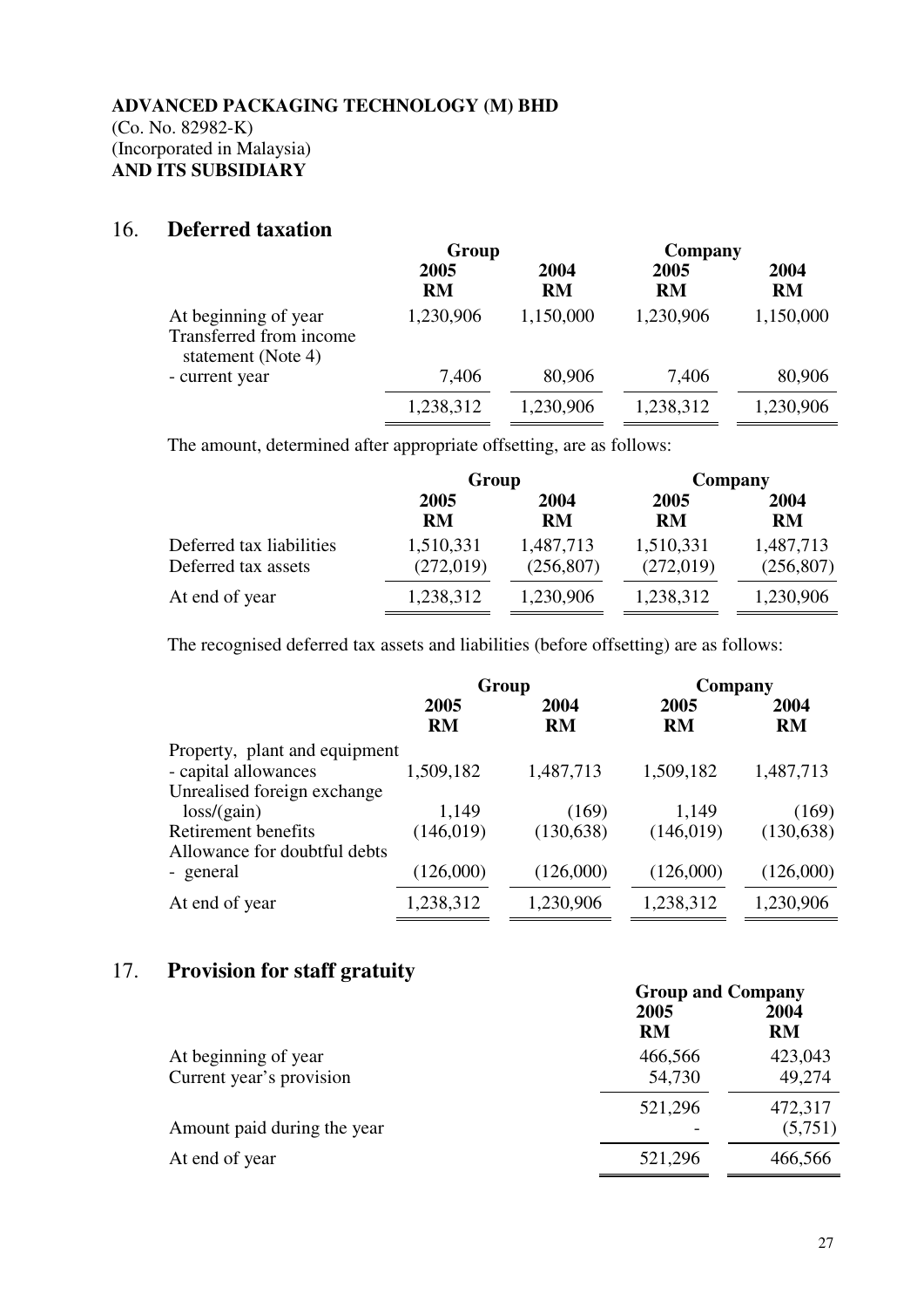**ADVANCED PACKAGING TECHNOLOGY (M) BHD**
(Co. No. 82982-K)
(Incorporated in Malaysia)
**AND ITS SUBSIDIARY**

## 16. Deferred taxation

| | Group | | Company | |
|---|---|---|---|---|
| | 2005 RM | 2004 RM | 2005 RM | 2004 RM |
| At beginning of year | 1,230,906 | 1,150,000 | 1,230,906 | 1,150,000 |
| Transferred from income statement (Note 4) | | | | |
| - current year | 7,406 | 80,906 | 7,406 | 80,906 |
| | 1,238,312 | 1,230,906 | 1,238,312 | 1,230,906 |

The amount, determined after appropriate offsetting, are as follows:

| | Group | | Company | |
|---|---|---|---|---|
| | 2005 RM | 2004 RM | 2005 RM | 2004 RM |
| Deferred tax liabilities | 1,510,331 | 1,487,713 | 1,510,331 | 1,487,713 |
| Deferred tax assets | (272,019) | (256,807) | (272,019) | (256,807) |
| At end of year | 1,238,312 | 1,230,906 | 1,238,312 | 1,230,906 |

The recognised deferred tax assets and liabilities (before offsetting) are as follows:

| | Group | | Company | |
|---|---|---|---|---|
| | 2005 RM | 2004 RM | 2005 RM | 2004 RM |
| Property, plant and equipment | | | | |
| - capital allowances | 1,509,182 | 1,487,713 | 1,509,182 | 1,487,713 |
| Unrealised foreign exchange loss/(gain) | 1,149 | (169) | 1,149 | (169) |
| Retirement benefits | (146,019) | (130,638) | (146,019) | (130,638) |
| Allowance for doubtful debts | | | | |
| - general | (126,000) | (126,000) | (126,000) | (126,000) |
| At end of year | 1,238,312 | 1,230,906 | 1,238,312 | 1,230,906 |

## 17. Provision for staff gratuity

| | Group and Company | |
|---|---|---|
| | 2005 RM | 2004 RM |
| At beginning of year | 466,566 | 423,043 |
| Current year's provision | 54,730 | 49,274 |
| | 521,296 | 472,317 |
| Amount paid during the year | - | (5,751) |
| At end of year | 521,296 | 466,566 |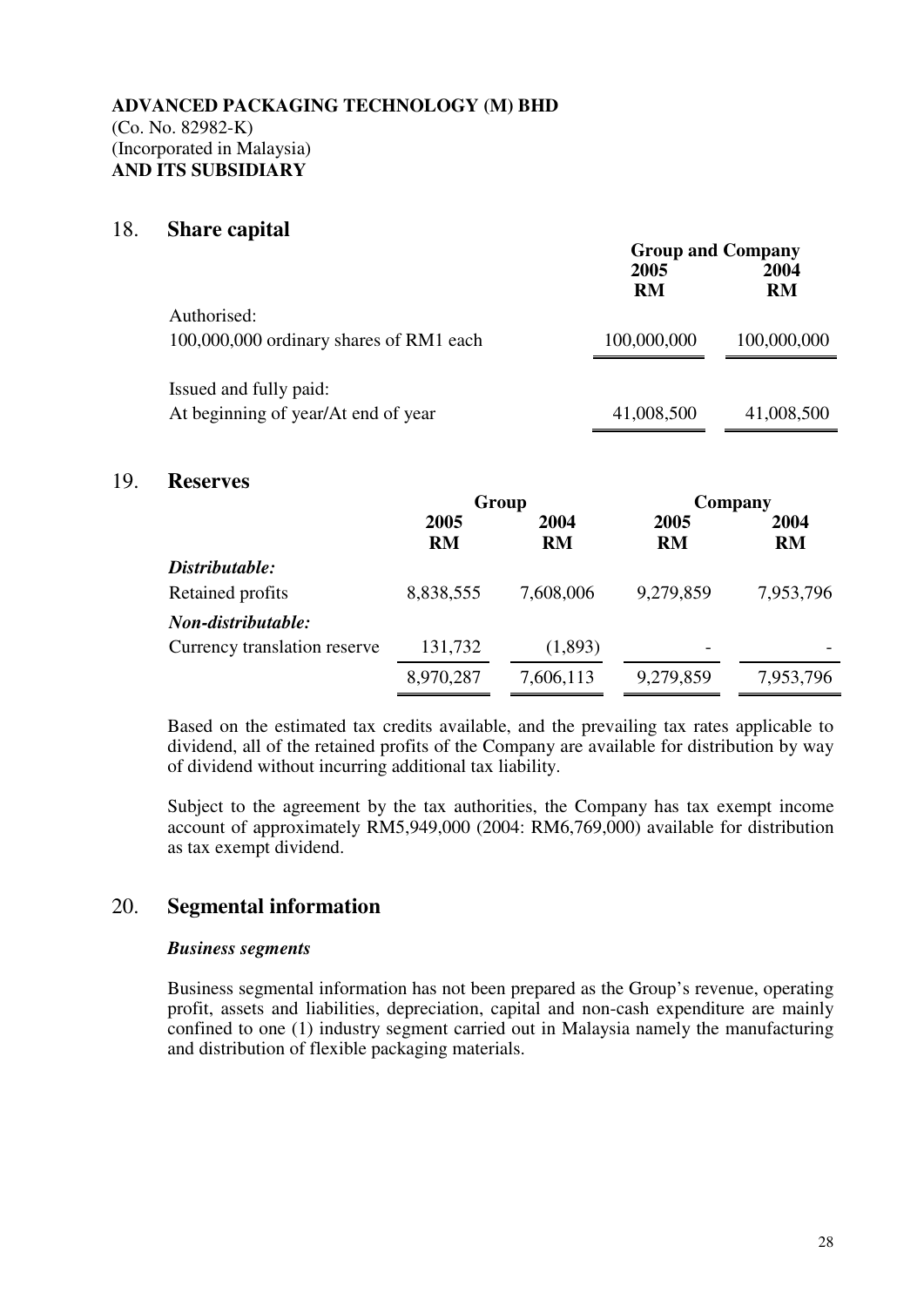**ADVANCED PACKAGING TECHNOLOGY (M) BHD**
(Co. No. 82982-K)
(Incorporated in Malaysia)
**AND ITS SUBSIDIARY**

## 18. Share capital

| | Group and Company | |
|---|---|---|
| | **2005** | **2004** |
| | **RM** | **RM** |
| Authorised: | | |
| 100,000,000 ordinary shares of RM1 each | 100,000,000 | 100,000,000 |
| Issued and fully paid: | | |
| At beginning of year/At end of year | 41,008,500 | 41,008,500 |

## 19. Reserves

| | Group | | Company | |
|---|---|---|---|---|
| | **2005** | **2004** | **2005** | **2004** |
| | **RM** | **RM** | **RM** | **RM** |
| ***Distributable:*** | | | | |
| Retained profits | 8,838,555 | 7,608,006 | 9,279,859 | 7,953,796 |
| ***Non-distributable:*** | | | | |
| Currency translation reserve | 131,732 | (1,893) | - | - |
| | 8,970,287 | 7,606,113 | 9,279,859 | 7,953,796 |

Based on the estimated tax credits available, and the prevailing tax rates applicable to dividend, all of the retained profits of the Company are available for distribution by way of dividend without incurring additional tax liability.

Subject to the agreement by the tax authorities, the Company has tax exempt income account of approximately RM5,949,000 (2004: RM6,769,000) available for distribution as tax exempt dividend.

## 20. Segmental information

***Business segments***

Business segmental information has not been prepared as the Group's revenue, operating profit, assets and liabilities, depreciation, capital and non-cash expenditure are mainly confined to one (1) industry segment carried out in Malaysia namely the manufacturing and distribution of flexible packaging materials.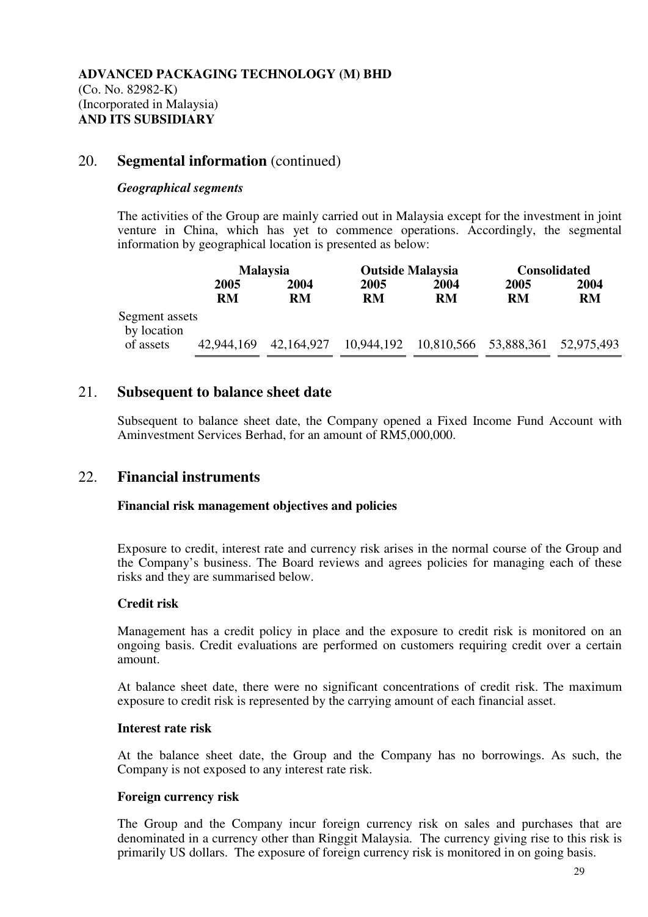**ADVANCED PACKAGING TECHNOLOGY (M) BHD**
(Co. No. 82982-K)
(Incorporated in Malaysia)
**AND ITS SUBSIDIARY**

## 20. Segmental information (continued)

***Geographical segments***

The activities of the Group are mainly carried out in Malaysia except for the investment in joint venture in China, which has yet to commence operations. Accordingly, the segmental information by geographical location is presented as below:

| | **Malaysia** | | **Outside Malaysia** | | **Consolidated** | |
|---|---|---|---|---|---|---|
| | **2005** | **2004** | **2005** | **2004** | **2005** | **2004** |
| | **RM** | **RM** | **RM** | **RM** | **RM** | **RM** |
| Segment assets by location of assets | 42,944,169 | 42,164,927 | 10,944,192 | 10,810,566 | 53,888,361 | 52,975,493 |

## 21. Subsequent to balance sheet date

Subsequent to balance sheet date, the Company opened a Fixed Income Fund Account with Aminvestment Services Berhad, for an amount of RM5,000,000.

## 22. Financial instruments

**Financial risk management objectives and policies**

Exposure to credit, interest rate and currency risk arises in the normal course of the Group and the Company's business. The Board reviews and agrees policies for managing each of these risks and they are summarised below.

**Credit risk**

Management has a credit policy in place and the exposure to credit risk is monitored on an ongoing basis. Credit evaluations are performed on customers requiring credit over a certain amount.

At balance sheet date, there were no significant concentrations of credit risk. The maximum exposure to credit risk is represented by the carrying amount of each financial asset.

**Interest rate risk**

At the balance sheet date, the Group and the Company has no borrowings. As such, the Company is not exposed to any interest rate risk.

**Foreign currency risk**

The Group and the Company incur foreign currency risk on sales and purchases that are denominated in a currency other than Ringgit Malaysia. The currency giving rise to this risk is primarily US dollars. The exposure of foreign currency risk is monitored in on going basis.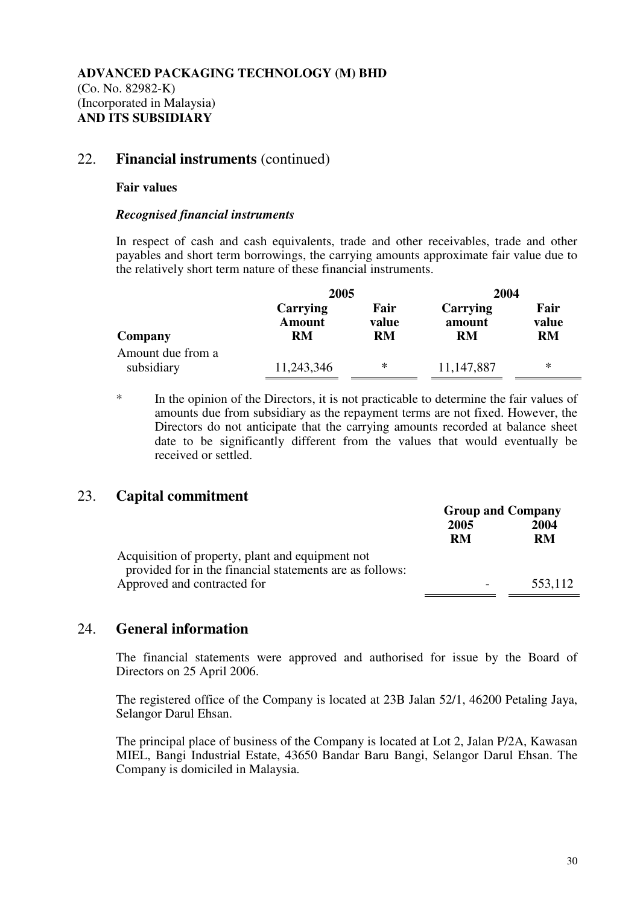**ADVANCED PACKAGING TECHNOLOGY (M) BHD**
(Co. No. 82982-K)
(Incorporated in Malaysia)
**AND ITS SUBSIDIARY**

## 22. Financial instruments (continued)

**Fair values**

***Recognised financial instruments***

In respect of cash and cash equivalents, trade and other receivables, trade and other payables and short term borrowings, the carrying amounts approximate fair value due to the relatively short term nature of these financial instruments.

| | 2005 | | 2004 | |
|---|---|---|---|---|
| **Company** | **Carrying Amount RM** | **Fair value RM** | **Carrying amount RM** | **Fair value RM** |
| Amount due from a subsidiary | 11,243,346 | * | 11,147,887 | * |

\* In the opinion of the Directors, it is not practicable to determine the fair values of amounts due from subsidiary as the repayment terms are not fixed. However, the Directors do not anticipate that the carrying amounts recorded at balance sheet date to be significantly different from the values that would eventually be received or settled.

## 23. Capital commitment

| | Group and Company | |
|---|---|---|
| | **2005 RM** | **2004 RM** |
| Acquisition of property, plant and equipment not provided for in the financial statements are as follows: | | |
| Approved and contracted for | - | 553,112 |

## 24. General information

The financial statements were approved and authorised for issue by the Board of Directors on 25 April 2006.

The registered office of the Company is located at 23B Jalan 52/1, 46200 Petaling Jaya, Selangor Darul Ehsan.

The principal place of business of the Company is located at Lot 2, Jalan P/2A, Kawasan MIEL, Bangi Industrial Estate, 43650 Bandar Baru Bangi, Selangor Darul Ehsan. The Company is domiciled in Malaysia.